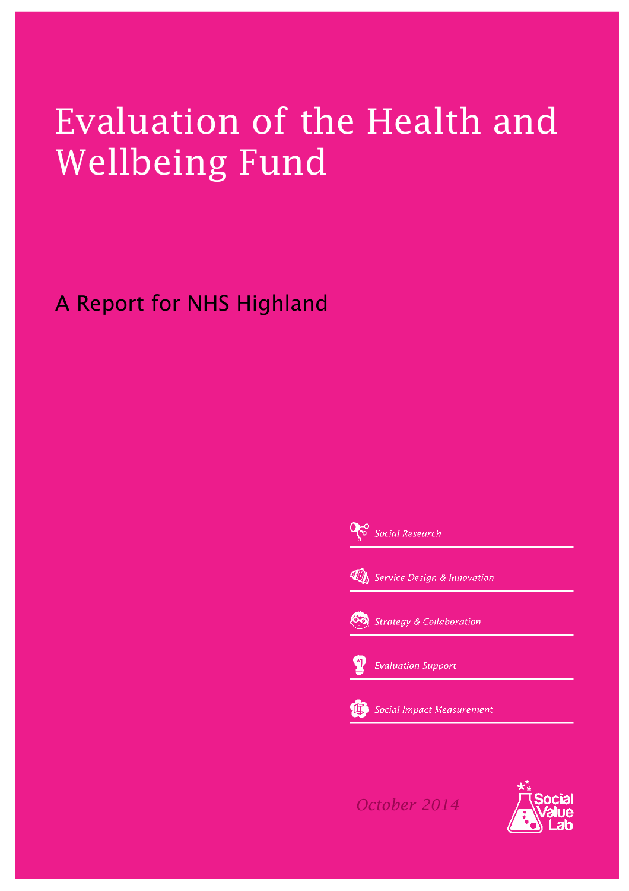# Evaluation of the Health and Wellbeing Fund

## A Report for NHS Highland

*Social Research*

*Service Design & Innovation*

*Strategy & Collaboration*

*Evaluation Support*

*Social Impact Measurement*

*October 2014*

Social Value Lab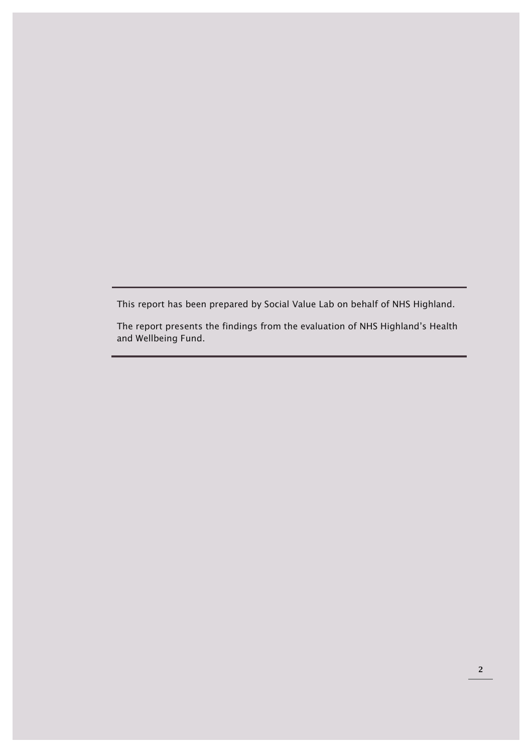This report has been prepared by Social Value Lab on behalf of NHS Highland.

The report presents the findings from the evaluation of NHS Highland's Health and Wellbeing Fund.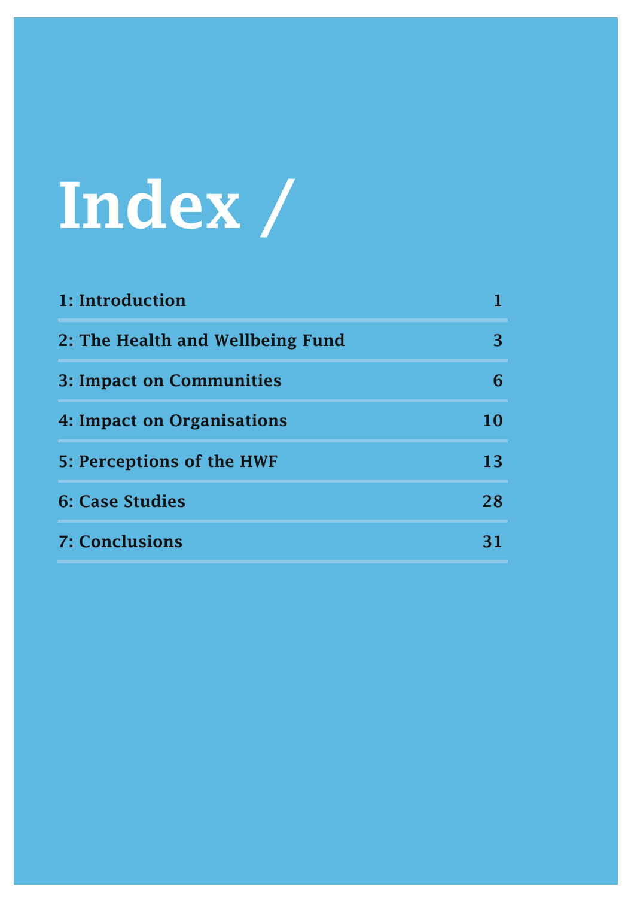# Index /

| | |
|---|---|
| 1: Introduction | 1 |
| 2: The Health and Wellbeing Fund | 3 |
| 3: Impact on Communities | 6 |
| 4: Impact on Organisations | 10 |
| 5: Perceptions of the HWF | 13 |
| 6: Case Studies | 28 |
| 7: Conclusions | 31 |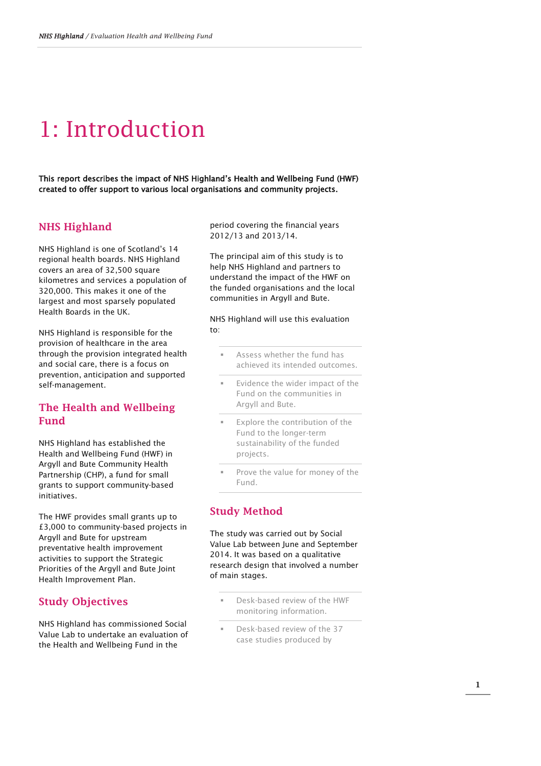# 1: Introduction

**This report describes the impact of NHS Highland's Health and Wellbeing Fund (HWF) created to offer support to various local organisations and community projects.**

## NHS Highland

NHS Highland is one of Scotland's 14 regional health boards. NHS Highland covers an area of 32,500 square kilometres and services a population of 320,000. This makes it one of the largest and most sparsely populated Health Boards in the UK.

NHS Highland is responsible for the provision of healthcare in the area through the provision integrated health and social care, there is a focus on prevention, anticipation and supported self-management.

## The Health and Wellbeing Fund

NHS Highland has established the Health and Wellbeing Fund (HWF) in Argyll and Bute Community Health Partnership (CHP), a fund for small grants to support community-based initiatives.

The HWF provides small grants up to £3,000 to community-based projects in Argyll and Bute for upstream preventative health improvement activities to support the Strategic Priorities of the Argyll and Bute Joint Health Improvement Plan.

## Study Objectives

NHS Highland has commissioned Social Value Lab to undertake an evaluation of the Health and Wellbeing Fund in the period covering the financial years 2012/13 and 2013/14.

The principal aim of this study is to help NHS Highland and partners to understand the impact of the HWF on the funded organisations and the local communities in Argyll and Bute.

NHS Highland will use this evaluation to:

- Assess whether the fund has achieved its intended outcomes.
- Evidence the wider impact of the Fund on the communities in Argyll and Bute.
- Explore the contribution of the Fund to the longer-term sustainability of the funded projects.
- Prove the value for money of the Fund.

## Study Method

The study was carried out by Social Value Lab between June and September 2014. It was based on a qualitative research design that involved a number of main stages.

- Desk-based review of the HWF monitoring information.
- Desk-based review of the 37 case studies produced by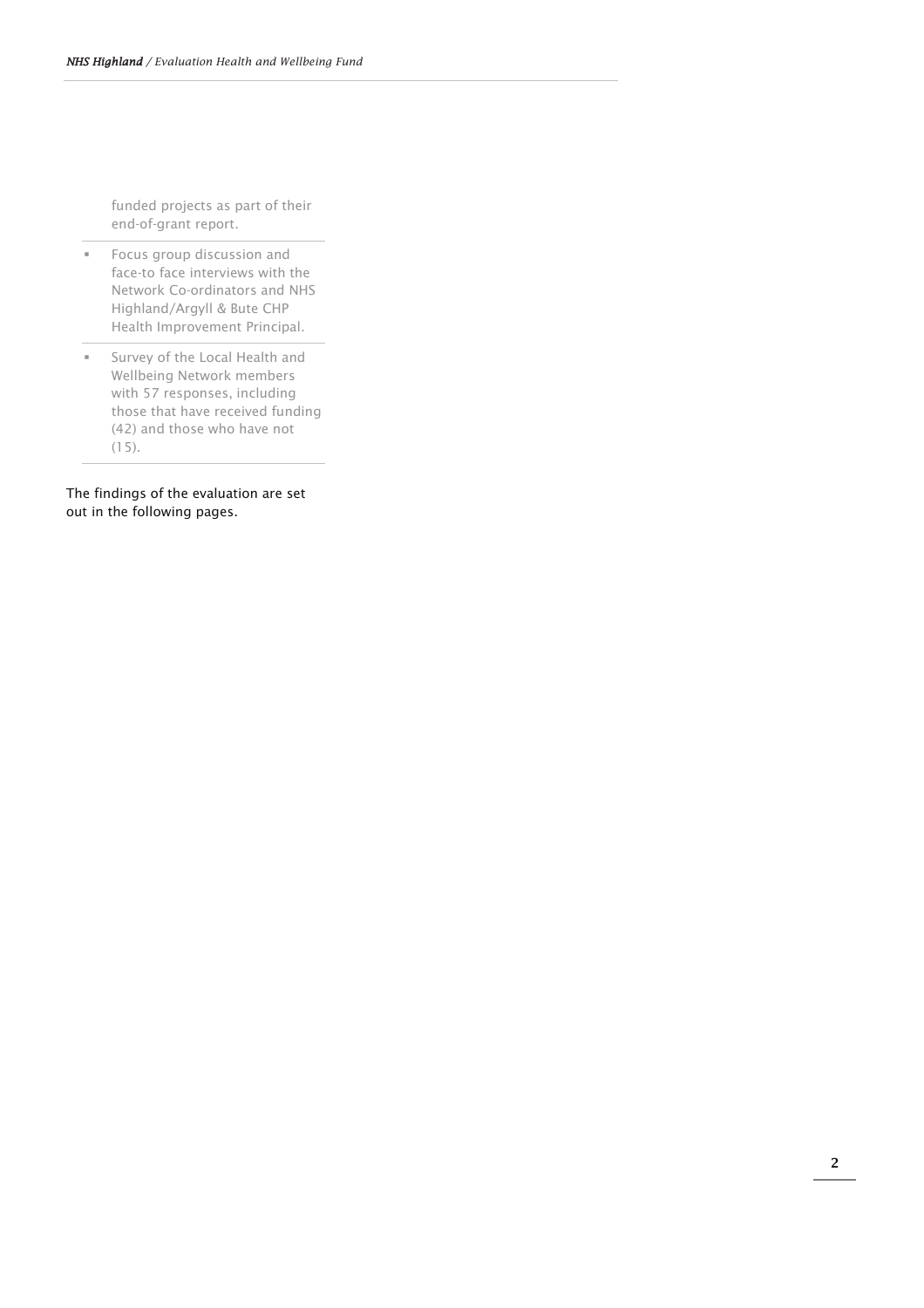funded projects as part of their end-of-grant report.

- Focus group discussion and face-to face interviews with the Network Co-ordinators and NHS Highland/Argyll & Bute CHP Health Improvement Principal.
- Survey of the Local Health and Wellbeing Network members with 57 responses, including those that have received funding (42) and those who have not (15).

The findings of the evaluation are set out in the following pages.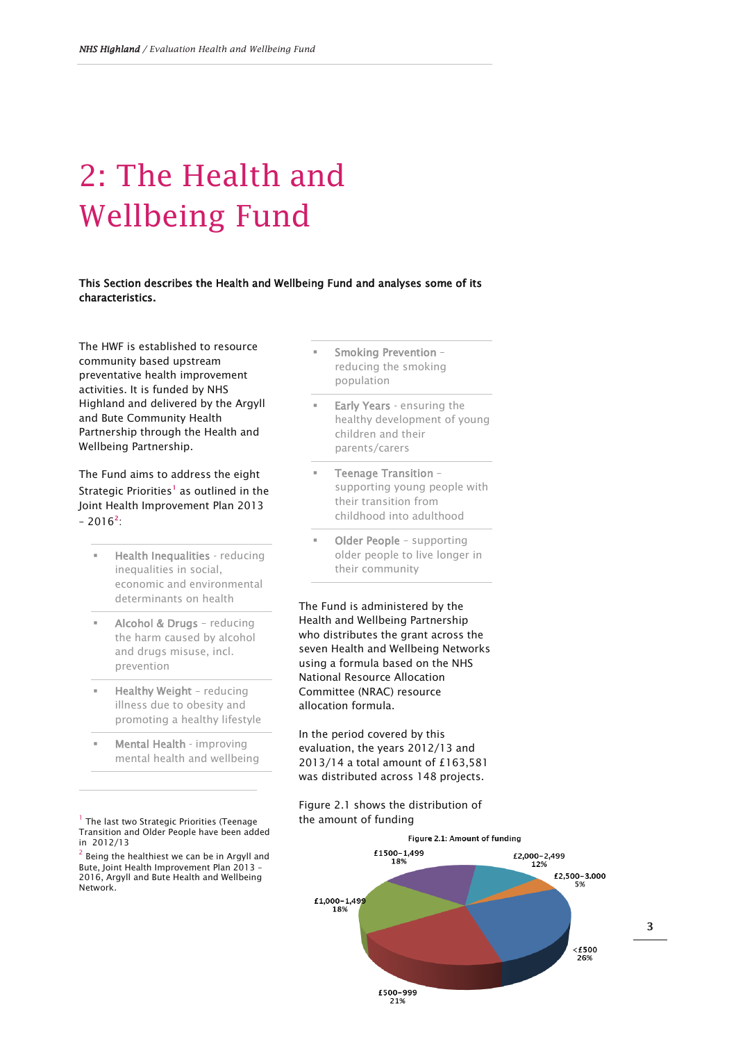# 2: The Health and Wellbeing Fund

**This Section describes the Health and Wellbeing Fund and analyses some of its characteristics.**

The HWF is established to resource community based upstream preventative health improvement activities. It is funded by NHS Highland and delivered by the Argyll and Bute Community Health Partnership through the Health and Wellbeing Partnership.

The Fund aims to address the eight Strategic Priorities[1] as outlined in the Joint Health Improvement Plan 2013 – 2016[2]:

- **Health Inequalities** - reducing inequalities in social, economic and environmental determinants on health
- **Alcohol & Drugs** – reducing the harm caused by alcohol and drugs misuse, incl. prevention
- **Healthy Weight** – reducing illness due to obesity and promoting a healthy lifestyle
- **Mental Health** - improving mental health and wellbeing
- **Smoking Prevention** – reducing the smoking population
- **Early Years** - ensuring the healthy development of young children and their parents/carers
- **Teenage Transition** – supporting young people with their transition from childhood into adulthood
- **Older People** – supporting older people to live longer in their community

The Fund is administered by the Health and Wellbeing Partnership who distributes the grant across the seven Health and Wellbeing Networks using a formula based on the NHS National Resource Allocation Committee (NRAC) resource allocation formula.

In the period covered by this evaluation, the years 2012/13 and 2013/14 a total amount of £163,581 was distributed across 148 projects.

Figure 2.1 shows the distribution of the amount of funding

Figure 2.1: Amount of funding

| Amount | Share |
|---|---|
| <£500 | 26% |
| £500-999 | 21% |
| £1,000-1,499 | 18% |
| £1500-1,499 | 18% |
| £2,000-2,499 | 12% |
| £2,500-3.000 | 5% |

[1] The last two Strategic Priorities (Teenage Transition and Older People have been added in 2012/13

[2] Being the healthiest we can be in Argyll and Bute, Joint Health Improvement Plan 2013 – 2016, Argyll and Bute Health and Wellbeing Network.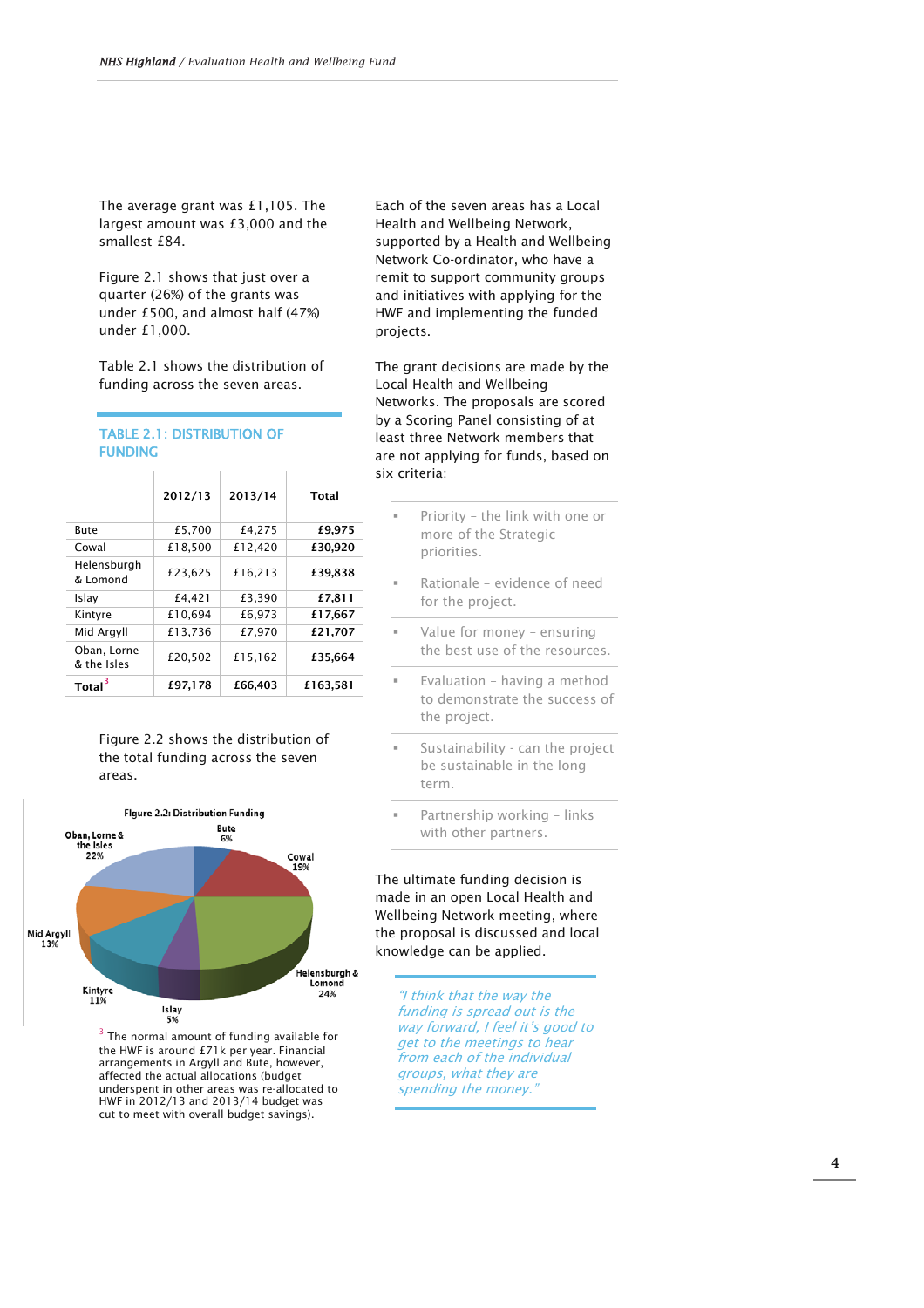The average grant was £1,105. The largest amount was £3,000 and the smallest £84.

Figure 2.1 shows that just over a quarter (26%) of the grants was under £500, and almost half (47%) under £1,000.

Table 2.1 shows the distribution of funding across the seven areas.

### TABLE 2.1: DISTRIBUTION OF FUNDING

| | 2012/13 | 2013/14 | Total |
|---|---|---|---|
| Bute | £5,700 | £4,275 | **£9,975** |
| Cowal | £18,500 | £12,420 | **£30,920** |
| Helensburgh & Lomond | £23,625 | £16,213 | **£39,838** |
| Islay | £4,421 | £3,390 | **£7,811** |
| Kintyre | £10,694 | £6,973 | **£17,667** |
| Mid Argyll | £13,736 | £7,970 | **£21,707** |
| Oban, Lorne & the Isles | £20,502 | £15,162 | **£35,664** |
| **Total**[3] | **£97,178** | **£66,403** | **£163,581** |

Figure 2.2 shows the distribution of the total funding across the seven areas.

Figure 2.2: Distribution Funding

| Area | Share |
|---|---|
| Bute | 6% |
| Cowal | 19% |
| Helensburgh & Lomond | 24% |
| Islay | 5% |
| Kintyre | 11% |
| Mid Argyll | 13% |
| Oban, Lorne & the Isles | 22% |

[3] The normal amount of funding available for the HWF is around £71k per year. Financial arrangements in Argyll and Bute, however, affected the actual allocations (budget underspent in other areas was re-allocated to HWF in 2012/13 and 2013/14 budget was cut to meet with overall budget savings).

Each of the seven areas has a Local Health and Wellbeing Network, supported by a Health and Wellbeing Network Co-ordinator, who have a remit to support community groups and initiatives with applying for the HWF and implementing the funded projects.

The grant decisions are made by the Local Health and Wellbeing Networks. The proposals are scored by a Scoring Panel consisting of at least three Network members that are not applying for funds, based on six criteria:

- Priority – the link with one or more of the Strategic priorities.
- Rationale – evidence of need for the project.
- Value for money – ensuring the best use of the resources.
- Evaluation – having a method to demonstrate the success of the project.
- Sustainability - can the project be sustainable in the long term.
- Partnership working – links with other partners.

The ultimate funding decision is made in an open Local Health and Wellbeing Network meeting, where the proposal is discussed and local knowledge can be applied.

> *"I think that the way the funding is spread out is the way forward, I feel it's good to get to the meetings to hear from each of the individual groups, what they are spending the money."*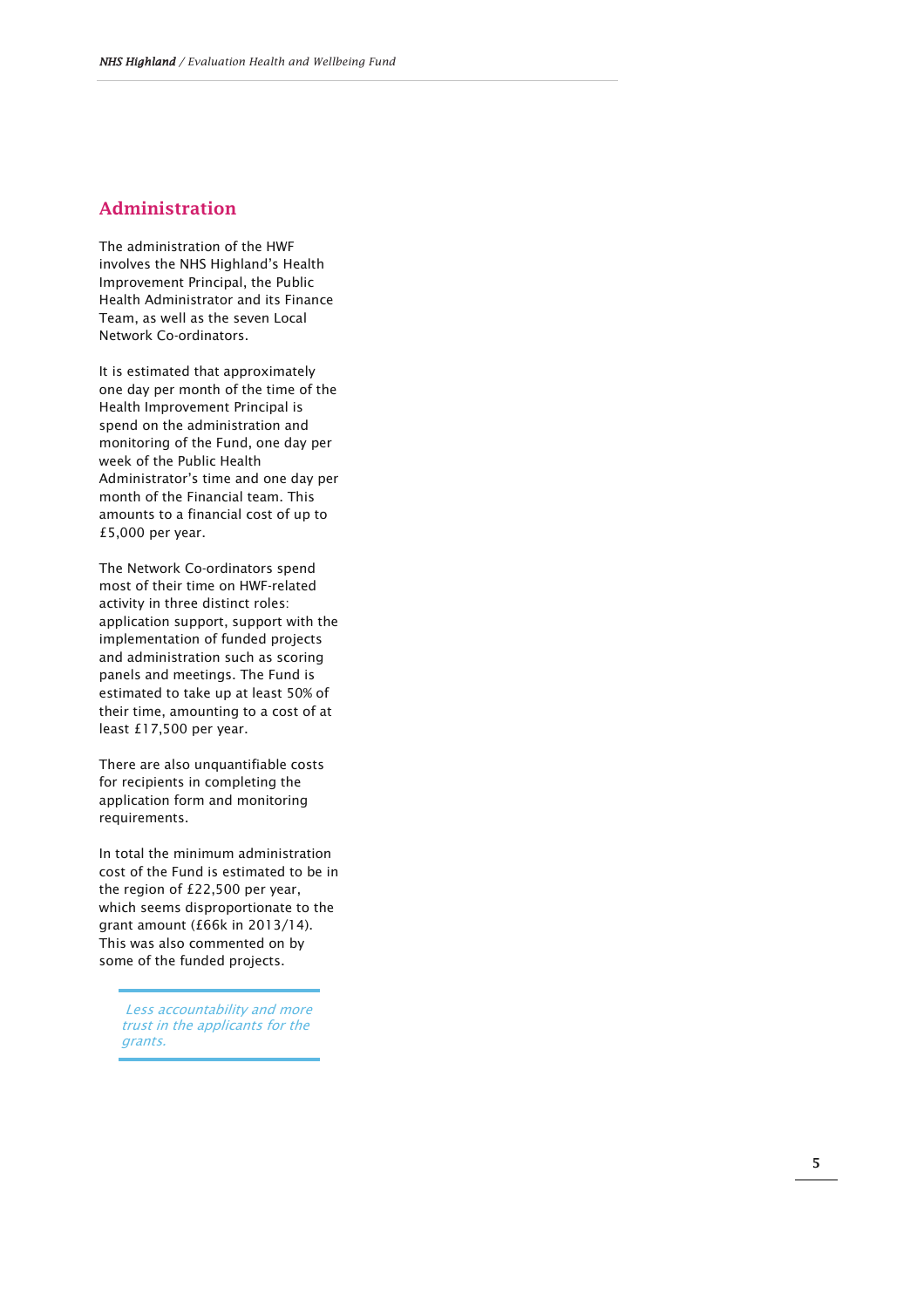## Administration

The administration of the HWF involves the NHS Highland's Health Improvement Principal, the Public Health Administrator and its Finance Team, as well as the seven Local Network Co-ordinators.

It is estimated that approximately one day per month of the time of the Health Improvement Principal is spend on the administration and monitoring of the Fund, one day per week of the Public Health Administrator's time and one day per month of the Financial team. This amounts to a financial cost of up to £5,000 per year.

The Network Co-ordinators spend most of their time on HWF-related activity in three distinct roles: application support, support with the implementation of funded projects and administration such as scoring panels and meetings. The Fund is estimated to take up at least 50% of their time, amounting to a cost of at least £17,500 per year.

There are also unquantifiable costs for recipients in completing the application form and monitoring requirements.

In total the minimum administration cost of the Fund is estimated to be in the region of £22,500 per year, which seems disproportionate to the grant amount (£66k in 2013/14). This was also commented on by some of the funded projects.

> *Less accountability and more trust in the applicants for the grants.*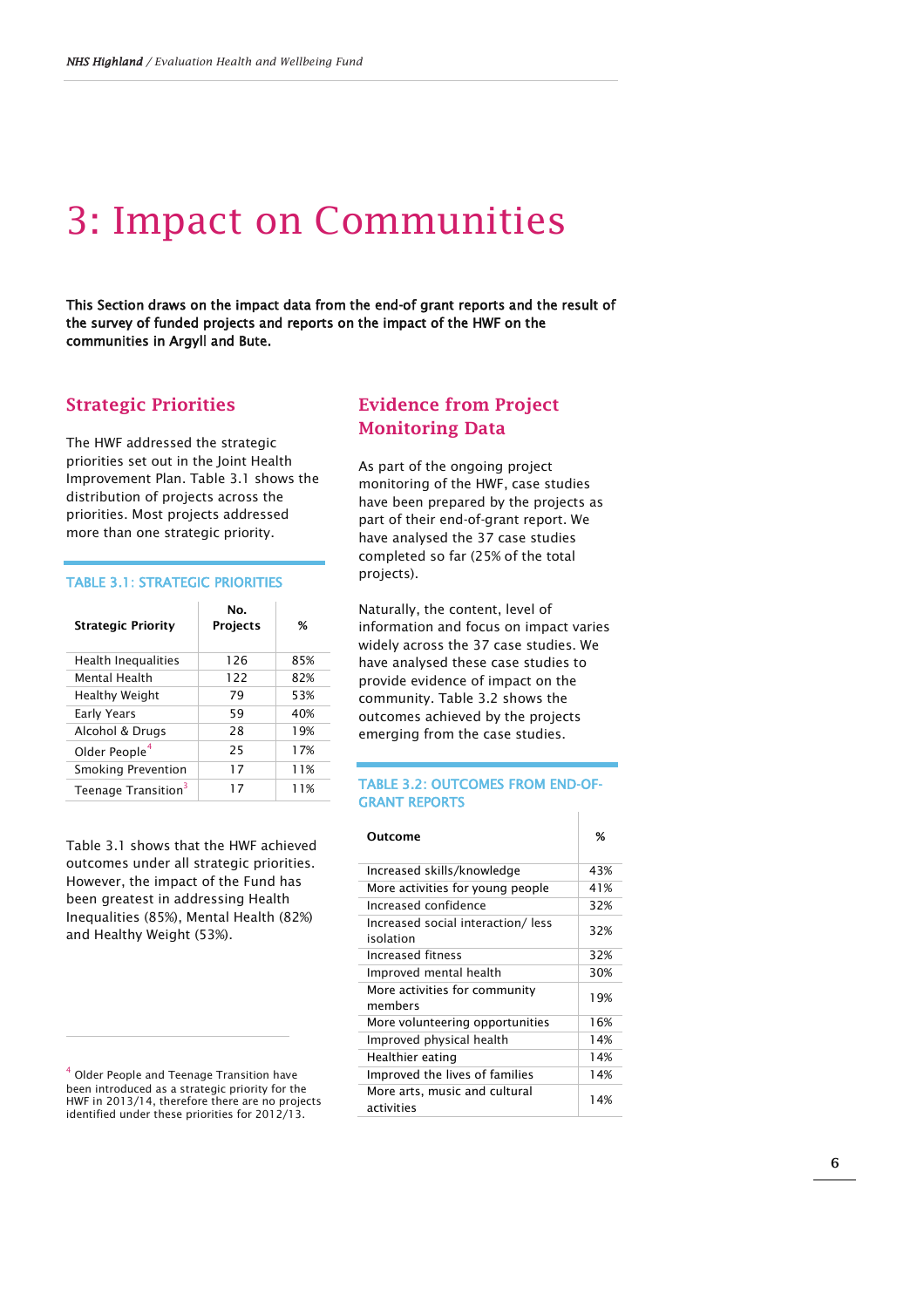# 3: Impact on Communities

**This Section draws on the impact data from the end-of grant reports and the result of the survey of funded projects and reports on the impact of the HWF on the communities in Argyll and Bute.**

## Strategic Priorities

The HWF addressed the strategic priorities set out in the Joint Health Improvement Plan. Table 3.1 shows the distribution of projects across the priorities. Most projects addressed more than one strategic priority.

TABLE 3.1: STRATEGIC PRIORITIES

| Strategic Priority | No. Projects | % |
|---|---|---|
| Health Inequalities | 126 | 85% |
| Mental Health | 122 | 82% |
| Healthy Weight | 79 | 53% |
| Early Years | 59 | 40% |
| Alcohol & Drugs | 28 | 19% |
| Older People[4] | 25 | 17% |
| Smoking Prevention | 17 | 11% |
| Teenage Transition[3] | 17 | 11% |

Table 3.1 shows that the HWF achieved outcomes under all strategic priorities. However, the impact of the Fund has been greatest in addressing Health Inequalities (85%), Mental Health (82%) and Healthy Weight (53%).

## Evidence from Project Monitoring Data

As part of the ongoing project monitoring of the HWF, case studies have been prepared by the projects as part of their end-of-grant report. We have analysed the 37 case studies completed so far (25% of the total projects).

Naturally, the content, level of information and focus on impact varies widely across the 37 case studies. We have analysed these case studies to provide evidence of impact on the community. Table 3.2 shows the outcomes achieved by the projects emerging from the case studies.

TABLE 3.2: OUTCOMES FROM END-OF-GRANT REPORTS

| Outcome | % |
|---|---|
| Increased skills/knowledge | 43% |
| More activities for young people | 41% |
| Increased confidence | 32% |
| Increased social interaction/ less isolation | 32% |
| Increased fitness | 32% |
| Improved mental health | 30% |
| More activities for community members | 19% |
| More volunteering opportunities | 16% |
| Improved physical health | 14% |
| Healthier eating | 14% |
| Improved the lives of families | 14% |
| More arts, music and cultural activities | 14% |

[4] Older People and Teenage Transition have been introduced as a strategic priority for the HWF in 2013/14, therefore there are no projects identified under these priorities for 2012/13.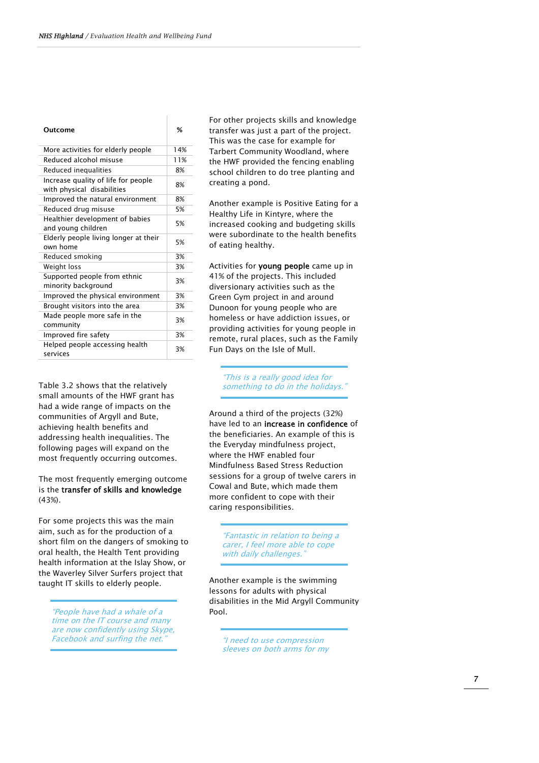| Outcome | % |
|---|---|
| More activities for elderly people | 14% |
| Reduced alcohol misuse | 11% |
| Reduced inequalities | 8% |
| Increase quality of life for people with physical disabilities | 8% |
| Improved the natural environment | 8% |
| Reduced drug misuse | 5% |
| Healthier development of babies and young children | 5% |
| Elderly people living longer at their own home | 5% |
| Reduced smoking | 3% |
| Weight loss | 3% |
| Supported people from ethnic minority background | 3% |
| Improved the physical environment | 3% |
| Brought visitors into the area | 3% |
| Made people more safe in the community | 3% |
| Improved fire safety | 3% |
| Helped people accessing health services | 3% |

Table 3.2 shows that the relatively small amounts of the HWF grant has had a wide range of impacts on the communities of Argyll and Bute, achieving health benefits and addressing health inequalities. The following pages will expand on the most frequently occurring outcomes.

The most frequently emerging outcome is the **transfer of skills and knowledge** (43%).

For some projects this was the main aim, such as for the production of a short film on the dangers of smoking to oral health, the Health Tent providing health information at the Islay Show, or the Waverley Silver Surfers project that taught IT skills to elderly people.

> *"People have had a whale of a time on the IT course and many are now confidently using Skype, Facebook and surfing the net."*

For other projects skills and knowledge transfer was just a part of the project. This was the case for example for Tarbert Community Woodland, where the HWF provided the fencing enabling school children to do tree planting and creating a pond.

Another example is Positive Eating for a Healthy Life in Kintyre, where the increased cooking and budgeting skills were subordinate to the health benefits of eating healthy.

Activities for **young people** came up in 41% of the projects. This included diversionary activities such as the Green Gym project in and around Dunoon for young people who are homeless or have addiction issues, or providing activities for young people in remote, rural places, such as the Family Fun Days on the Isle of Mull.

> *"This is a really good idea for something to do in the holidays."*

Around a third of the projects (32%) have led to an **increase in confidence** of the beneficiaries. An example of this is the Everyday mindfulness project, where the HWF enabled four Mindfulness Based Stress Reduction sessions for a group of twelve carers in Cowal and Bute, which made them more confident to cope with their caring responsibilities.

> *"Fantastic in relation to being a carer, I feel more able to cope with daily challenges."*

Another example is the swimming lessons for adults with physical disabilities in the Mid Argyll Community Pool.

> *"I need to use compression sleeves on both arms for my*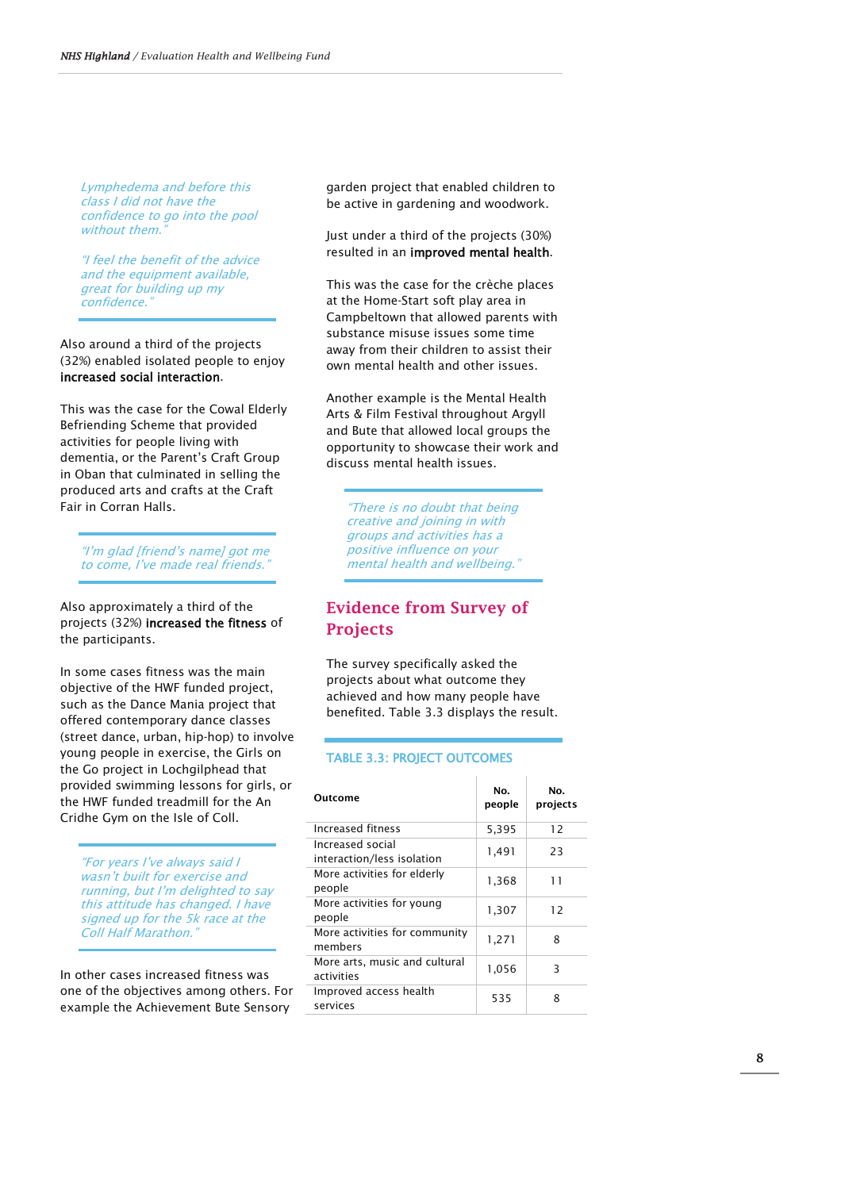*Lymphedema and before this class I did not have the confidence to go into the pool without them."*

*"I feel the benefit of the advice and the equipment available, great for building up my confidence."*

Also around a third of the projects (32%) enabled isolated people to enjoy **increased social interaction**.

This was the case for the Cowal Elderly Befriending Scheme that provided activities for people living with dementia, or the Parent's Craft Group in Oban that culminated in selling the produced arts and crafts at the Craft Fair in Corran Halls.

*"I'm glad [friend's name] got me to come, I've made real friends."*

Also approximately a third of the projects (32%) **increased the fitness** of the participants.

In some cases fitness was the main objective of the HWF funded project, such as the Dance Mania project that offered contemporary dance classes (street dance, urban, hip-hop) to involve young people in exercise, the Girls on the Go project in Lochgilphead that provided swimming lessons for girls, or the HWF funded treadmill for the An Cridhe Gym on the Isle of Coll.

*"For years I've always said I wasn't built for exercise and running, but I'm delighted to say this attitude has changed. I have signed up for the 5k race at the Coll Half Marathon."*

In other cases increased fitness was one of the objectives among others. For example the Achievement Bute Sensory garden project that enabled children to be active in gardening and woodwork.

Just under a third of the projects (30%) resulted in an **improved mental health**.

This was the case for the crèche places at the Home-Start soft play area in Campbeltown that allowed parents with substance misuse issues some time away from their children to assist their own mental health and other issues.

Another example is the Mental Health Arts & Film Festival throughout Argyll and Bute that allowed local groups the opportunity to showcase their work and discuss mental health issues.

*"There is no doubt that being creative and joining in with groups and activities has a positive influence on your mental health and wellbeing."*

## Evidence from Survey of Projects

The survey specifically asked the projects about what outcome they achieved and how many people have benefited. Table 3.3 displays the result.

**TABLE 3.3: PROJECT OUTCOMES**

| Outcome | No. people | No. projects |
|---|---|---|
| Increased fitness | 5,395 | 12 |
| Increased social interaction/less isolation | 1,491 | 23 |
| More activities for elderly people | 1,368 | 11 |
| More activities for young people | 1,307 | 12 |
| More activities for community members | 1,271 | 8 |
| More arts, music and cultural activities | 1,056 | 3 |
| Improved access health services | 535 | 8 |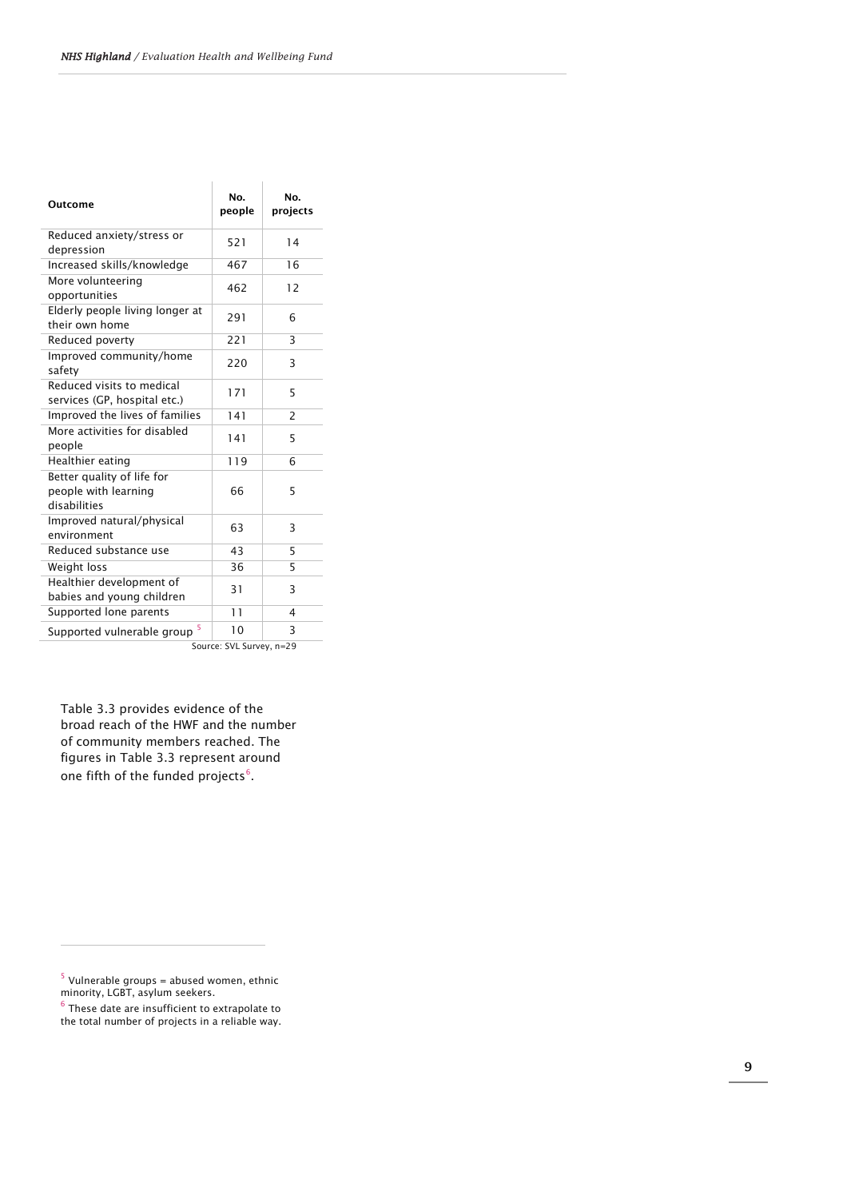| Outcome | No. people | No. projects |
| --- | --- | --- |
| Reduced anxiety/stress or depression | 521 | 14 |
| Increased skills/knowledge | 467 | 16 |
| More volunteering opportunities | 462 | 12 |
| Elderly people living longer at their own home | 291 | 6 |
| Reduced poverty | 221 | 3 |
| Improved community/home safety | 220 | 3 |
| Reduced visits to medical services (GP, hospital etc.) | 171 | 5 |
| Improved the lives of families | 141 | 2 |
| More activities for disabled people | 141 | 5 |
| Healthier eating | 119 | 6 |
| Better quality of life for people with learning disabilities | 66 | 5 |
| Improved natural/physical environment | 63 | 3 |
| Reduced substance use | 43 | 5 |
| Weight loss | 36 | 5 |
| Healthier development of babies and young children | 31 | 3 |
| Supported lone parents | 11 | 4 |
| Supported vulnerable group [5] | 10 | 3 |

Source: SVL Survey, n=29

Table 3.3 provides evidence of the broad reach of the HWF and the number of community members reached. The figures in Table 3.3 represent around one fifth of the funded projects[6].

[5] Vulnerable groups = abused women, ethnic minority, LGBT, asylum seekers.

[6] These date are insufficient to extrapolate to the total number of projects in a reliable way.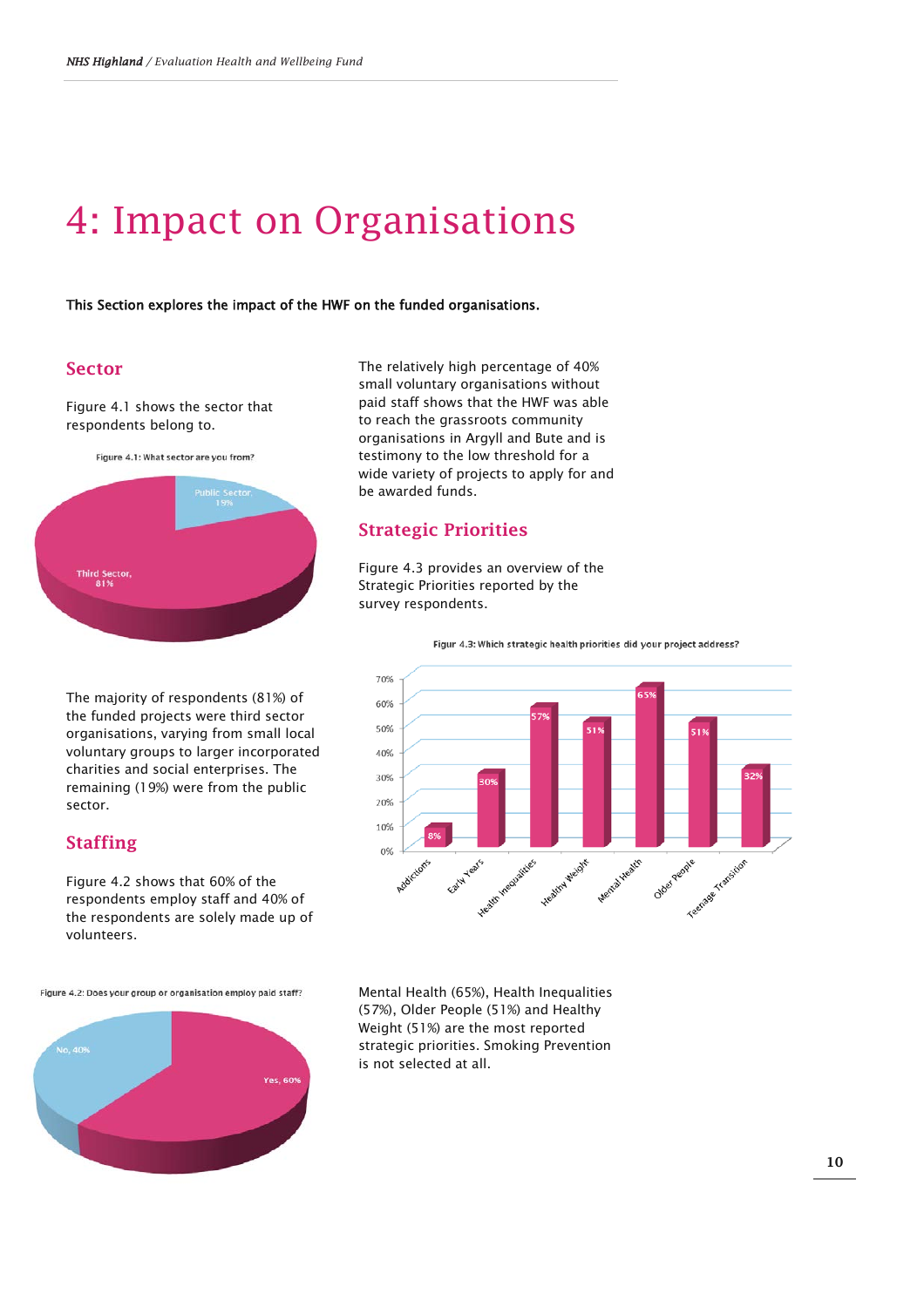# 4: Impact on Organisations

**This Section explores the impact of the HWF on the funded organisations.**

## Sector

Figure 4.1 shows the sector that respondents belong to.

Figure 4.1: What sector are you from?

The majority of respondents (81%) of the funded projects were third sector organisations, varying from small local voluntary groups to larger incorporated charities and social enterprises. The remaining (19%) were from the public sector.

## Staffing

Figure 4.2 shows that 60% of the respondents employ staff and 40% of the respondents are solely made up of volunteers.

Figure 4.2: Does your group or organisation employ paid staff?

The relatively high percentage of 40% small voluntary organisations without paid staff shows that the HWF was able to reach the grassroots community organisations in Argyll and Bute and is testimony to the low threshold for a wide variety of projects to apply for and be awarded funds.

## Strategic Priorities

Figure 4.3 provides an overview of the Strategic Priorities reported by the survey respondents.

Figur 4.3: Which strategic health priorities did your project address?

Mental Health (65%), Health Inequalities (57%), Older People (51%) and Healthy Weight (51%) are the most reported strategic priorities. Smoking Prevention is not selected at all.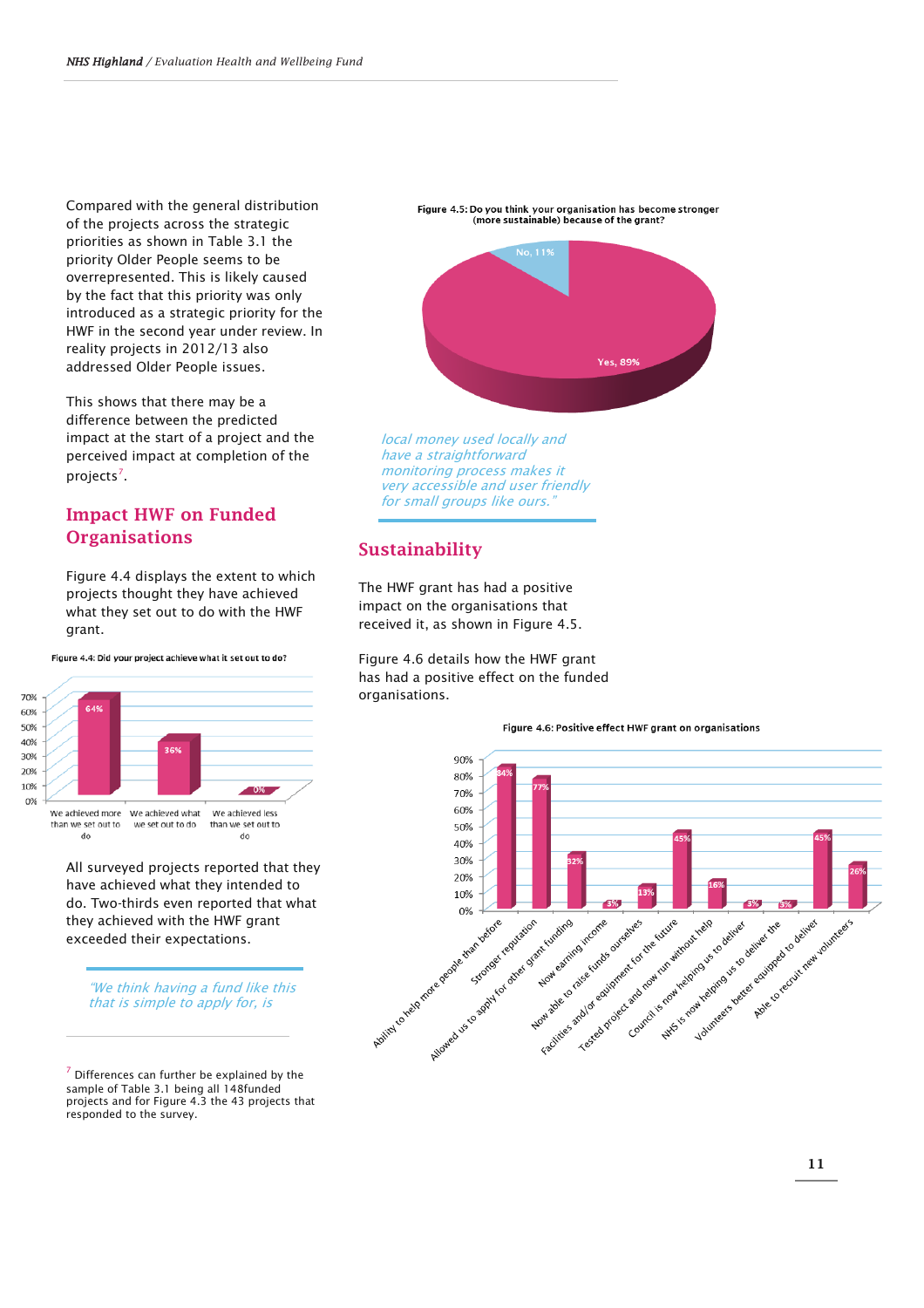Compared with the general distribution of the projects across the strategic priorities as shown in Table 3.1 the priority Older People seems to be overrepresented. This is likely caused by the fact that this priority was only introduced as a strategic priority for the HWF in the second year under review. In reality projects in 2012/13 also addressed Older People issues.

This shows that there may be a difference between the predicted impact at the start of a project and the perceived impact at completion of the projects[7].

## Impact HWF on Funded Organisations

Figure 4.4 displays the extent to which projects thought they have achieved what they set out to do with the HWF grant.

**Figure 4.4: Did your project achieve what it set out to do?**

| Response | Percentage |
|---|---|
| We achieved more than we set out to do | 64% |
| We achieved what we set out to do | 36% |
| We achieved less than we set out to do | 0% |

All surveyed projects reported that they have achieved what they intended to do. Two-thirds even reported that what they achieved with the HWF grant exceeded their expectations.

*"We think having a fund like this that is simple to apply for, is local money used locally and have a straightforward monitoring process makes it very accessible and user friendly for small groups like ours."*

**Figure 4.5: Do you think your organisation has become stronger (more sustainable) because of the grant?**

| Response | Percentage |
|---|---|
| Yes | 89% |
| No | 11% |

## Sustainability

The HWF grant has had a positive impact on the organisations that received it, as shown in Figure 4.5.

Figure 4.6 details how the HWF grant has had a positive effect on the funded organisations.

**Figure 4.6: Positive effect HWF grant on organisations**

| Effect | Percentage |
|---|---|
| Ability to help more people than before | 84% |
| Stronger reputation | 77% |
| Allowed us to apply for other grant funding | 32% |
| Now earning income | 3% |
| Now able to raise funds ourselves | 13% |
| Facilities and/or equipment for the future | 45% |
| Tested project and now run without help | 16% |
| Council is now helping us to deliver | 3% |
| NHS is now helping us to deliver the | 3% |
| Volunteers better equipped to deliver | 45% |
| Able to recruit new volunteers | 26% |

[7] Differences can further be explained by the sample of Table 3.1 being all 148funded projects and for Figure 4.3 the 43 projects that responded to the survey.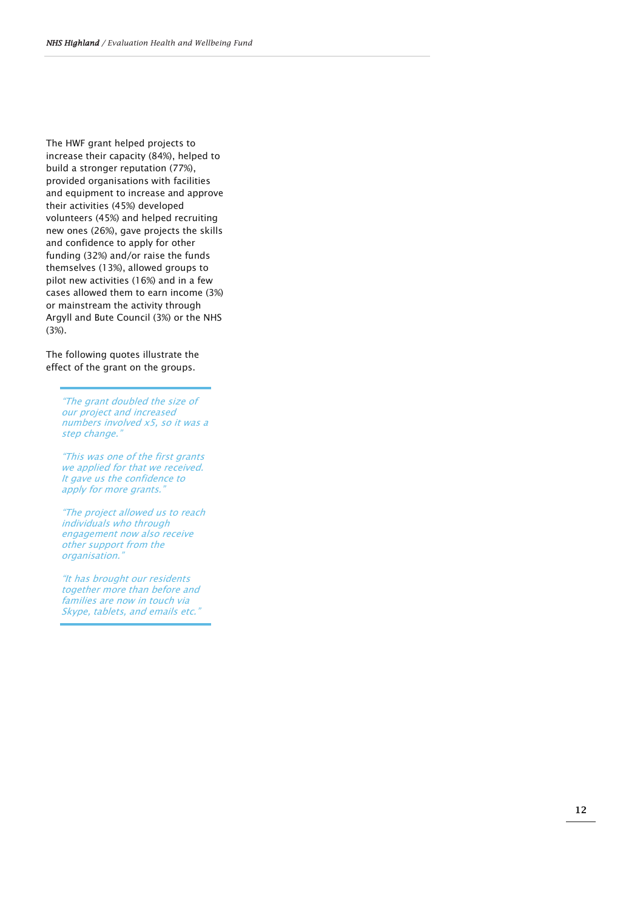The HWF grant helped projects to increase their capacity (84%), helped to build a stronger reputation (77%), provided organisations with facilities and equipment to increase and approve their activities (45%) developed volunteers (45%) and helped recruiting new ones (26%), gave projects the skills and confidence to apply for other funding (32%) and/or raise the funds themselves (13%), allowed groups to pilot new activities (16%) and in a few cases allowed them to earn income (3%) or mainstream the activity through Argyll and Bute Council (3%) or the NHS (3%).

The following quotes illustrate the effect of the grant on the groups.

> *"The grant doubled the size of our project and increased numbers involved x5, so it was a step change."*
>
> *"This was one of the first grants we applied for that we received. It gave us the confidence to apply for more grants."*
>
> *"The project allowed us to reach individuals who through engagement now also receive other support from the organisation."*
>
> *"It has brought our residents together more than before and families are now in touch via Skype, tablets, and emails etc."*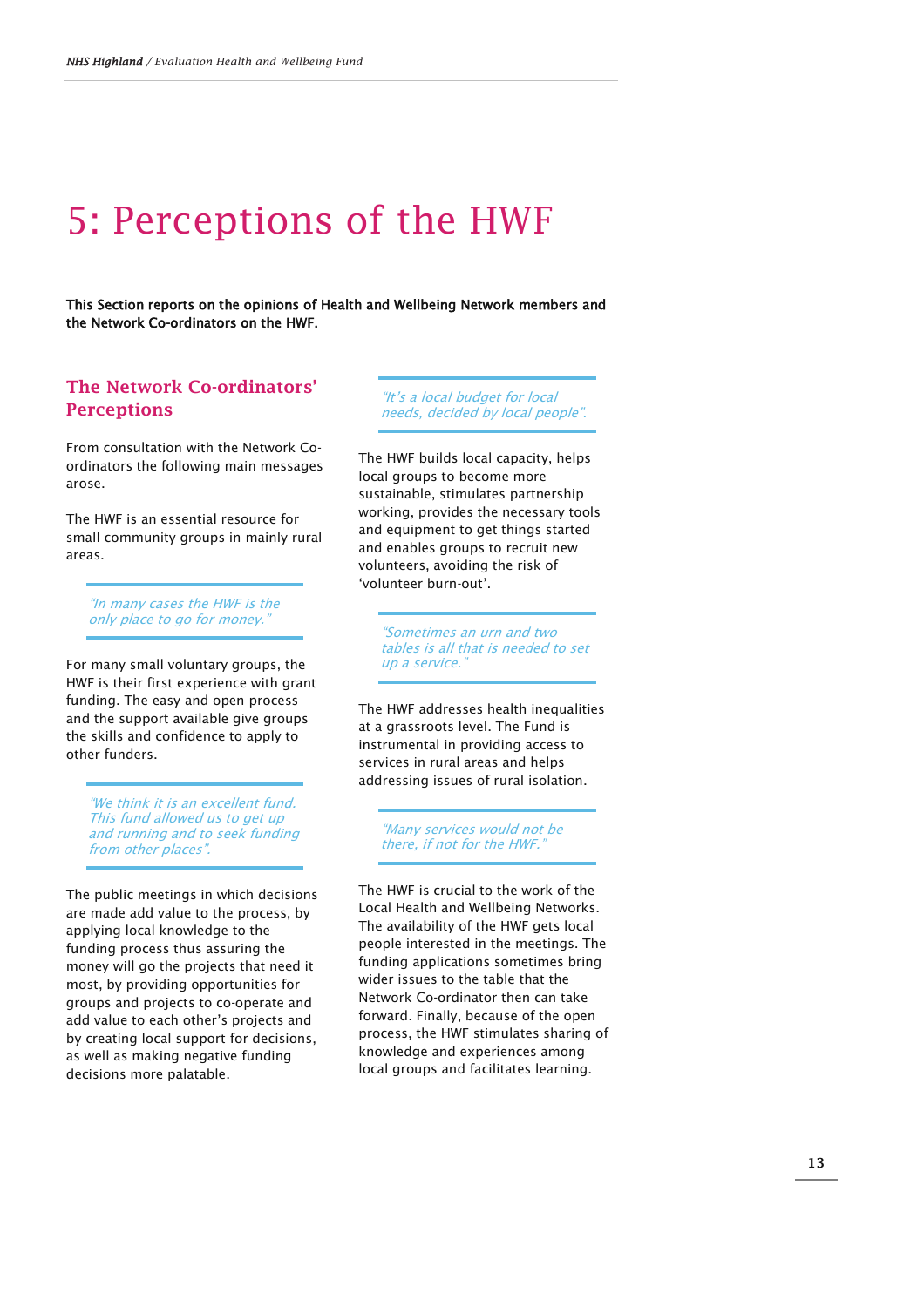# 5: Perceptions of the HWF

**This Section reports on the opinions of Health and Wellbeing Network members and the Network Co-ordinators on the HWF.**

## The Network Co-ordinators' Perceptions

From consultation with the Network Co-ordinators the following main messages arose.

The HWF is an essential resource for small community groups in mainly rural areas.

*"In many cases the HWF is the only place to go for money."*

For many small voluntary groups, the HWF is their first experience with grant funding. The easy and open process and the support available give groups the skills and confidence to apply to other funders.

*"We think it is an excellent fund. This fund allowed us to get up and running and to seek funding from other places".*

The public meetings in which decisions are made add value to the process, by applying local knowledge to the funding process thus assuring the money will go the projects that need it most, by providing opportunities for groups and projects to co-operate and add value to each other's projects and by creating local support for decisions, as well as making negative funding decisions more palatable.

*"It's a local budget for local needs, decided by local people".*

The HWF builds local capacity, helps local groups to become more sustainable, stimulates partnership working, provides the necessary tools and equipment to get things started and enables groups to recruit new volunteers, avoiding the risk of 'volunteer burn-out'.

*"Sometimes an urn and two tables is all that is needed to set up a service."*

The HWF addresses health inequalities at a grassroots level. The Fund is instrumental in providing access to services in rural areas and helps addressing issues of rural isolation.

*"Many services would not be there, if not for the HWF."*

The HWF is crucial to the work of the Local Health and Wellbeing Networks. The availability of the HWF gets local people interested in the meetings. The funding applications sometimes bring wider issues to the table that the Network Co-ordinator then can take forward. Finally, because of the open process, the HWF stimulates sharing of knowledge and experiences among local groups and facilitates learning.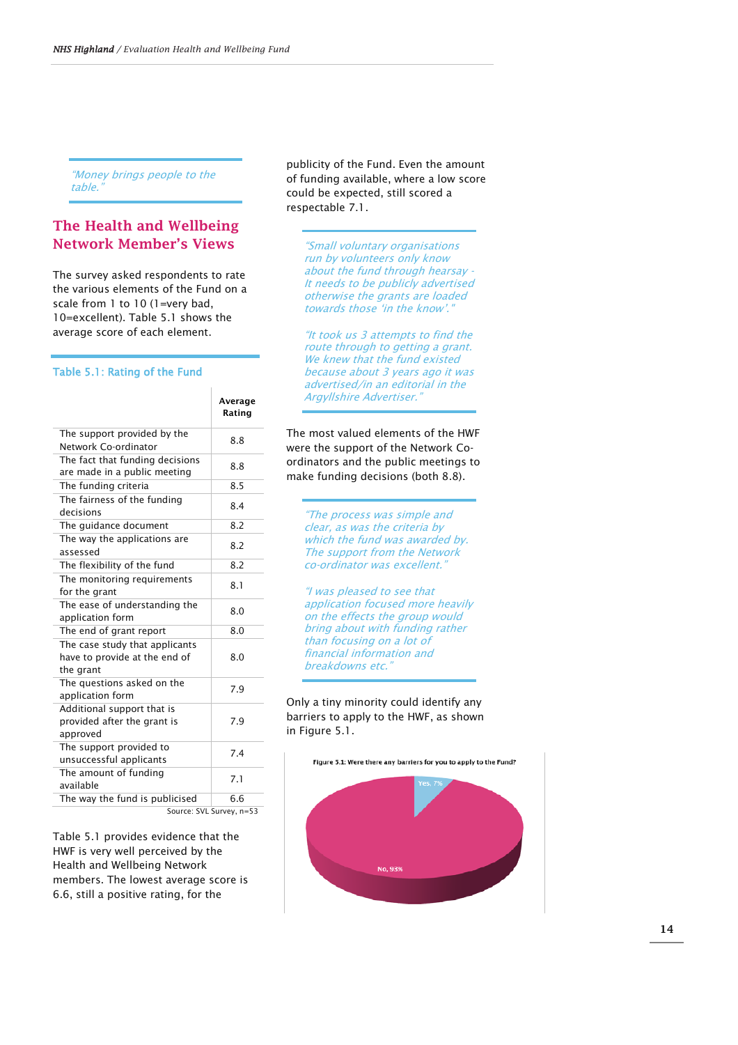*"Money brings people to the table."*

## The Health and Wellbeing Network Member's Views

The survey asked respondents to rate the various elements of the Fund on a scale from 1 to 10 (1=very bad, 10=excellent). Table 5.1 shows the average score of each element.

**Table 5.1: Rating of the Fund**

| | Average Rating |
|---|---|
| The support provided by the Network Co-ordinator | 8.8 |
| The fact that funding decisions are made in a public meeting | 8.8 |
| The funding criteria | 8.5 |
| The fairness of the funding decisions | 8.4 |
| The guidance document | 8.2 |
| The way the applications are assessed | 8.2 |
| The flexibility of the fund | 8.2 |
| The monitoring requirements for the grant | 8.1 |
| The ease of understanding the application form | 8.0 |
| The end of grant report | 8.0 |
| The case study that applicants have to provide at the end of the grant | 8.0 |
| The questions asked on the application form | 7.9 |
| Additional support that is provided after the grant is approved | 7.9 |
| The support provided to unsuccessful applicants | 7.4 |
| The amount of funding available | 7.1 |
| The way the fund is publicised | 6.6 |

Source: SVL Survey, n=53

Table 5.1 provides evidence that the HWF is very well perceived by the Health and Wellbeing Network members. The lowest average score is 6.6, still a positive rating, for the publicity of the Fund. Even the amount of funding available, where a low score could be expected, still scored a respectable 7.1.

*"Small voluntary organisations run by volunteers only know about the fund through hearsay - It needs to be publicly advertised otherwise the grants are loaded towards those 'in the know'."*

*"It took us 3 attempts to find the route through to getting a grant. We knew that the fund existed because about 3 years ago it was advertised/in an editorial in the Argyllshire Advertiser."*

The most valued elements of the HWF were the support of the Network Co-ordinators and the public meetings to make funding decisions (both 8.8).

*"The process was simple and clear, as was the criteria by which the fund was awarded by. The support from the Network co-ordinator was excellent."*

*"I was pleased to see that application focused more heavily on the effects the group would bring about with funding rather than focusing on a lot of financial information and breakdowns etc."*

Only a tiny minority could identify any barriers to apply to the HWF, as shown in Figure 5.1.

Figure 5.1: Were there any barriers for you to apply to the Fund?

Yes, 7%
No, 93%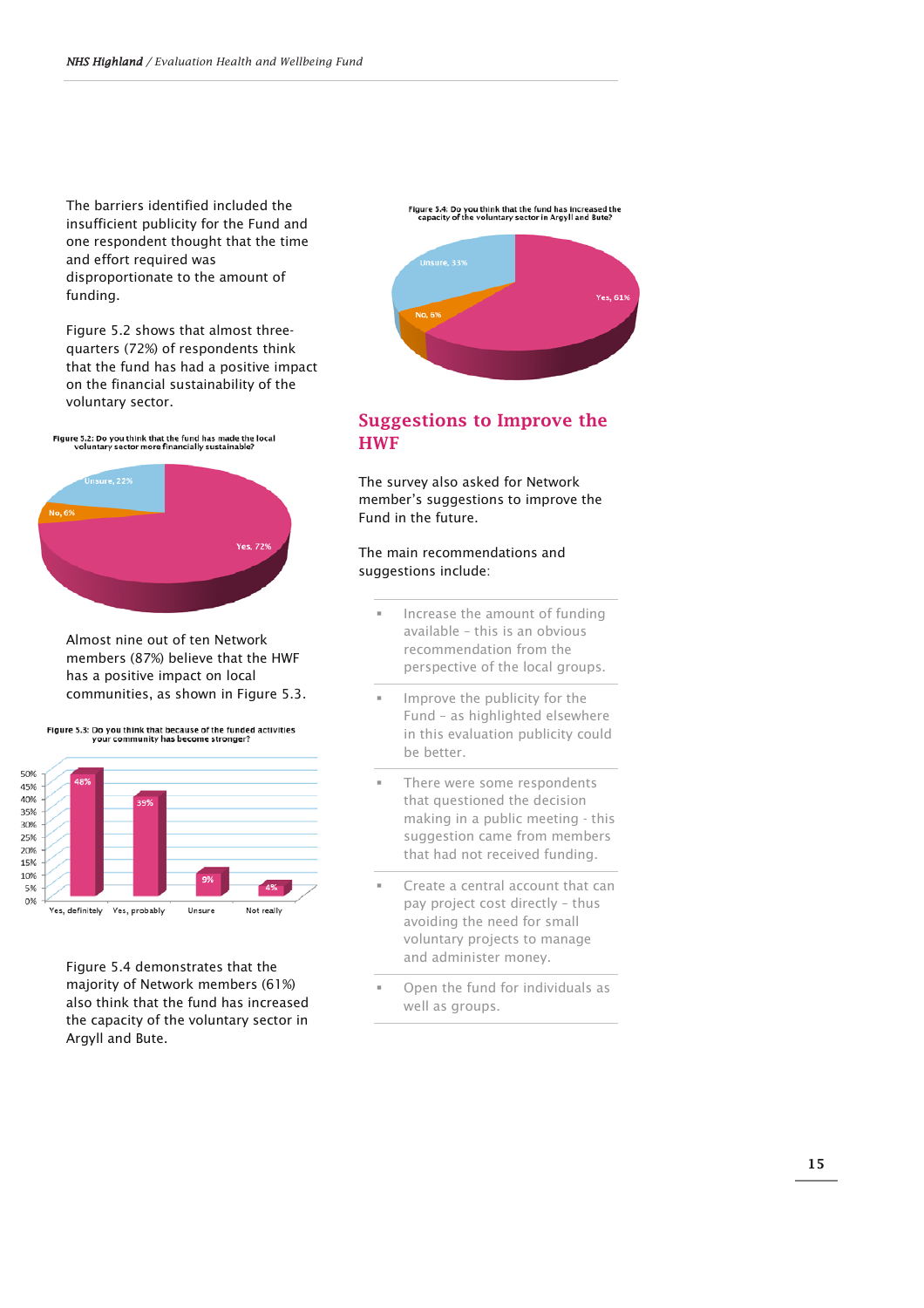The barriers identified included the insufficient publicity for the Fund and one respondent thought that the time and effort required was disproportionate to the amount of funding.

Figure 5.2 shows that almost three-quarters (72%) of respondents think that the fund has had a positive impact on the financial sustainability of the voluntary sector.

Figure 5.2: Do you think that the fund has made the local voluntary sector more financially sustainable?

Unsure, 22%
No, 6%
Yes, 72%

Almost nine out of ten Network members (87%) believe that the HWF has a positive impact on local communities, as shown in Figure 5.3.

Figure 5.3: Do you think that because of the funded activities your community has become stronger?

| Yes, definitely | Yes, probably | Unsure | Not really |
|---|---|---|---|
| 48% | 39% | 9% | 4% |

Figure 5.4 demonstrates that the majority of Network members (61%) also think that the fund has increased the capacity of the voluntary sector in Argyll and Bute.

Figure 5.4: Do you think that the fund has increased the capacity of the voluntary sector in Argyll and Bute?

Unsure, 33%
No, 6%
Yes, 61%

## Suggestions to Improve the HWF

The survey also asked for Network member's suggestions to improve the Fund in the future.

The main recommendations and suggestions include:

- Increase the amount of funding available - this is an obvious recommendation from the perspective of the local groups.
- Improve the publicity for the Fund - as highlighted elsewhere in this evaluation publicity could be better.
- There were some respondents that questioned the decision making in a public meeting - this suggestion came from members that had not received funding.
- Create a central account that can pay project cost directly - thus avoiding the need for small voluntary projects to manage and administer money.
- Open the fund for individuals as well as groups.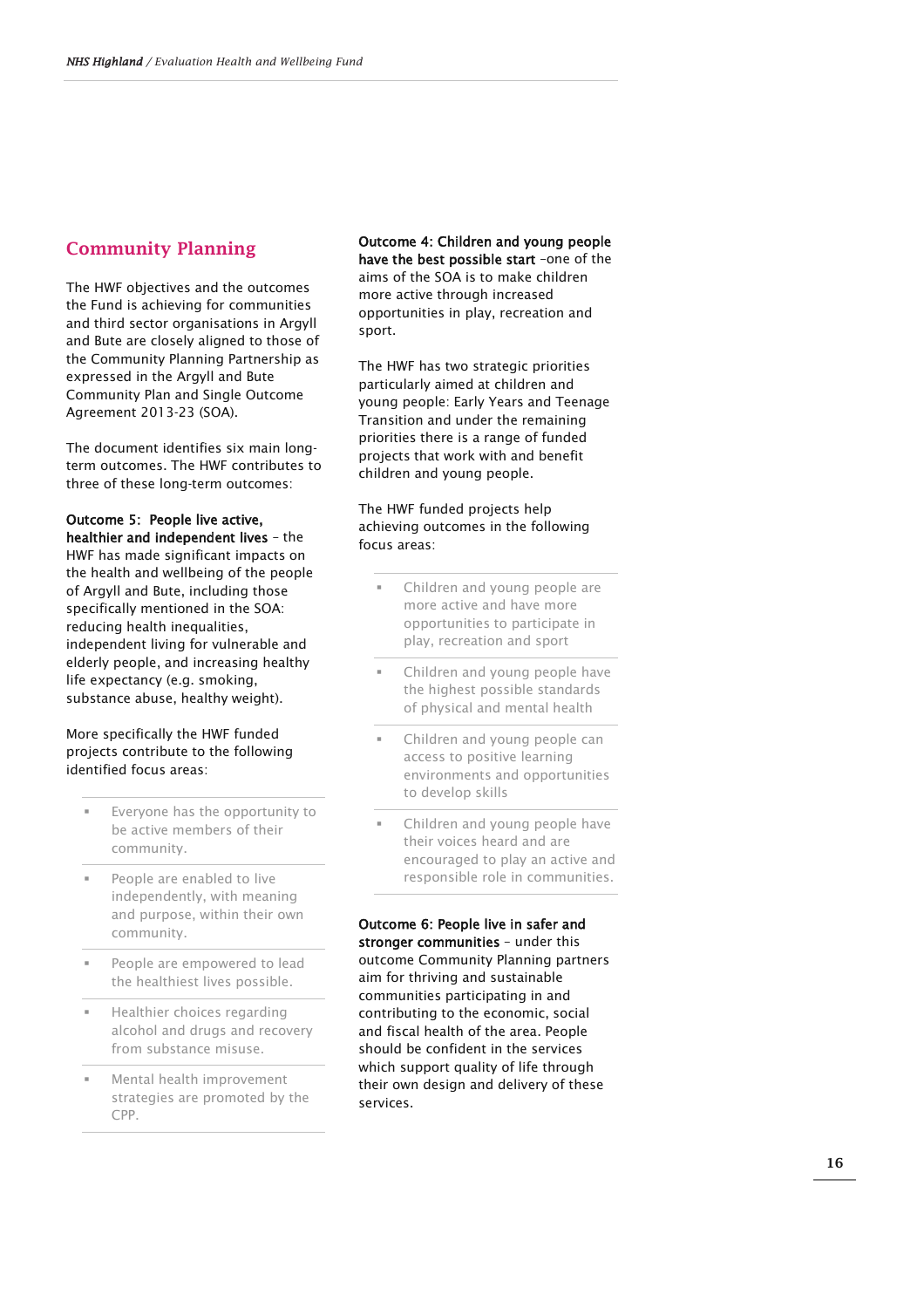## Community Planning

The HWF objectives and the outcomes the Fund is achieving for communities and third sector organisations in Argyll and Bute are closely aligned to those of the Community Planning Partnership as expressed in the Argyll and Bute Community Plan and Single Outcome Agreement 2013-23 (SOA).

The document identifies six main long-term outcomes. The HWF contributes to three of these long-term outcomes:

**Outcome 5: People live active, healthier and independent lives** – the HWF has made significant impacts on the health and wellbeing of the people of Argyll and Bute, including those specifically mentioned in the SOA: reducing health inequalities, independent living for vulnerable and elderly people, and increasing healthy life expectancy (e.g. smoking, substance abuse, healthy weight).

More specifically the HWF funded projects contribute to the following identified focus areas:

- Everyone has the opportunity to be active members of their community.
- People are enabled to live independently, with meaning and purpose, within their own community.
- People are empowered to lead the healthiest lives possible.
- Healthier choices regarding alcohol and drugs and recovery from substance misuse.
- Mental health improvement strategies are promoted by the CPP.

**Outcome 4: Children and young people have the best possible start** –one of the aims of the SOA is to make children more active through increased opportunities in play, recreation and sport.

The HWF has two strategic priorities particularly aimed at children and young people: Early Years and Teenage Transition and under the remaining priorities there is a range of funded projects that work with and benefit children and young people.

The HWF funded projects help achieving outcomes in the following focus areas:

- Children and young people are more active and have more opportunities to participate in play, recreation and sport
- Children and young people have the highest possible standards of physical and mental health
- Children and young people can access to positive learning environments and opportunities to develop skills
- Children and young people have their voices heard and are encouraged to play an active and responsible role in communities.

**Outcome 6: People live in safer and stronger communities** – under this outcome Community Planning partners aim for thriving and sustainable communities participating in and contributing to the economic, social and fiscal health of the area. People should be confident in the services which support quality of life through their own design and delivery of these services.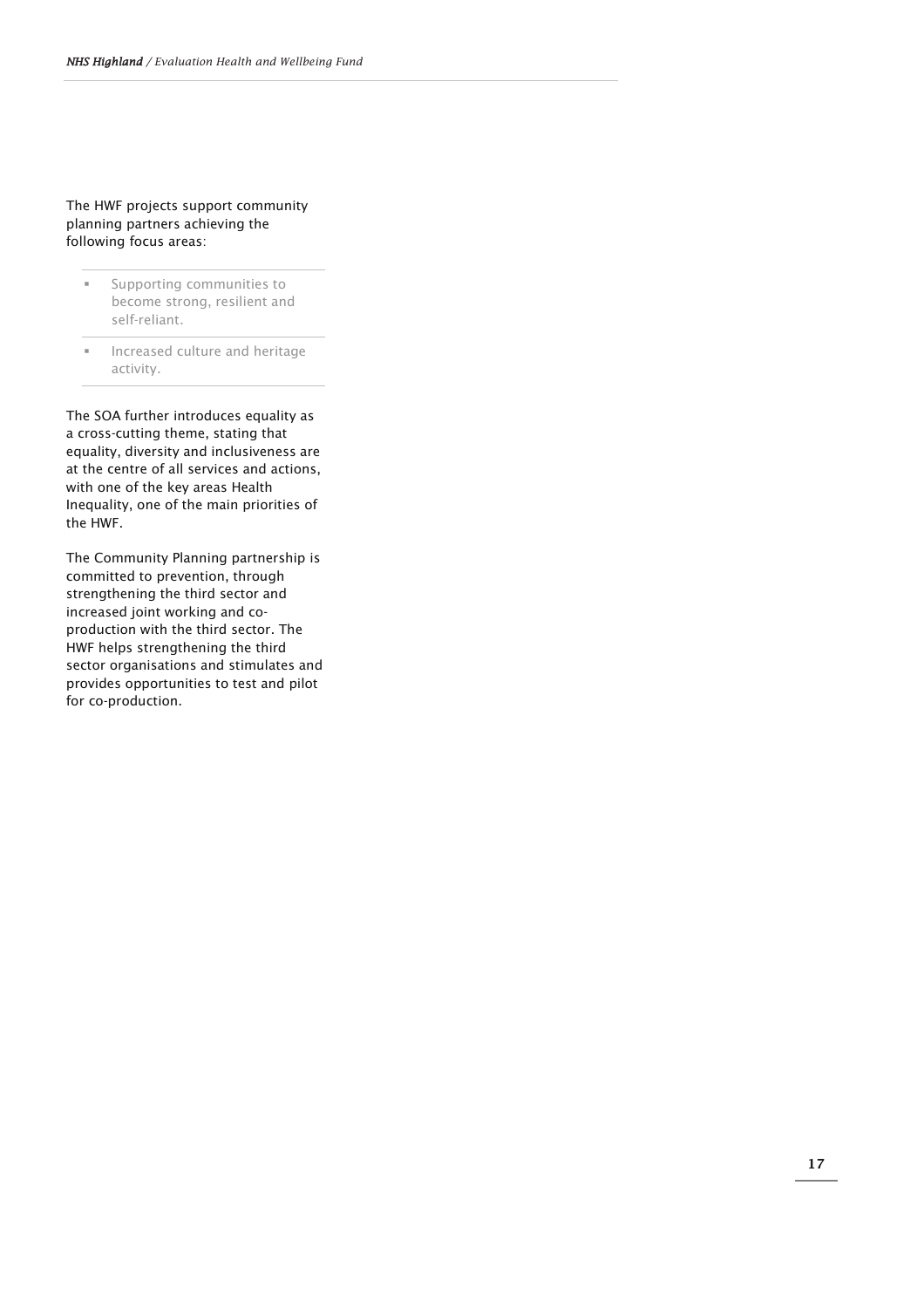The HWF projects support community planning partners achieving the following focus areas:

- Supporting communities to become strong, resilient and self-reliant.
- Increased culture and heritage activity.

The SOA further introduces equality as a cross-cutting theme, stating that equality, diversity and inclusiveness are at the centre of all services and actions, with one of the key areas Health Inequality, one of the main priorities of the HWF.

The Community Planning partnership is committed to prevention, through strengthening the third sector and increased joint working and co-production with the third sector. The HWF helps strengthening the third sector organisations and stimulates and provides opportunities to test and pilot for co-production.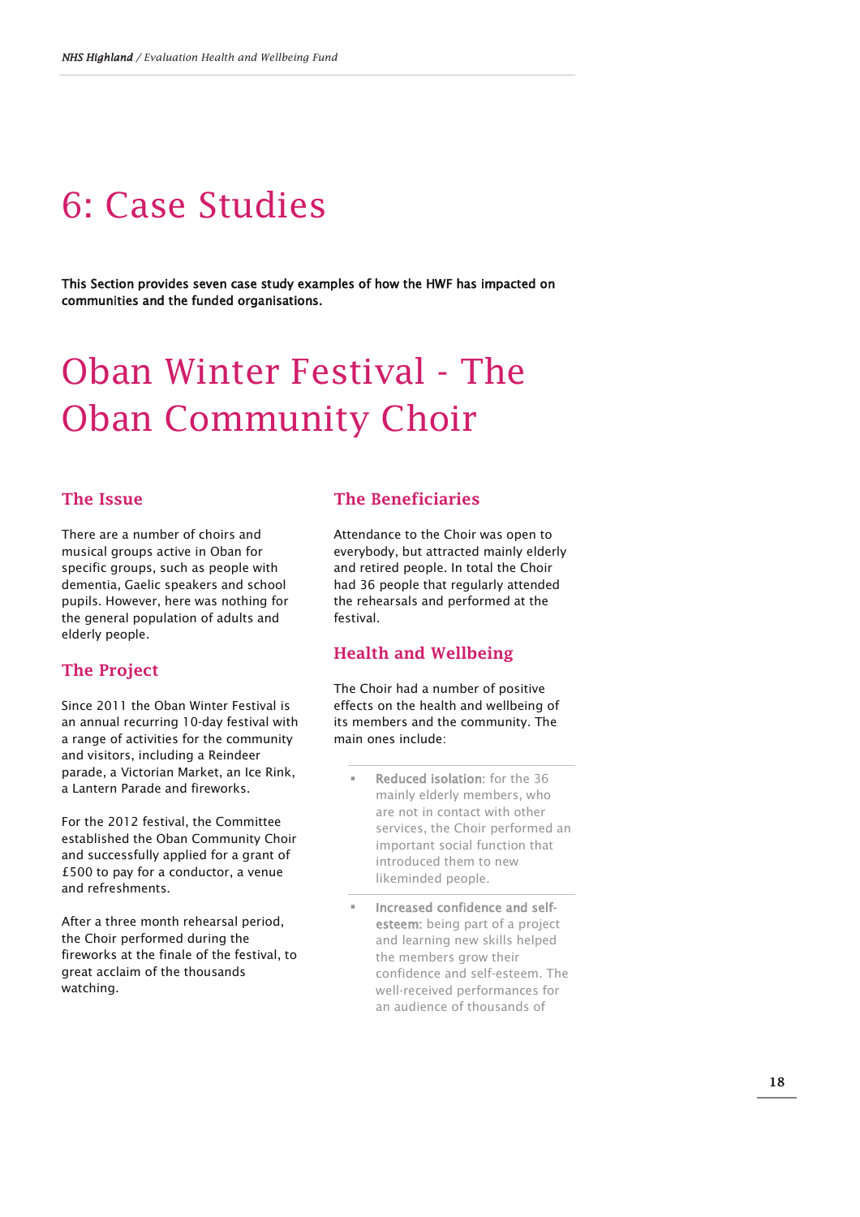# 6: Case Studies

**This Section provides seven case study examples of how the HWF has impacted on communities and the funded organisations.**

# Oban Winter Festival - The Oban Community Choir

### The Issue

There are a number of choirs and musical groups active in Oban for specific groups, such as people with dementia, Gaelic speakers and school pupils. However, here was nothing for the general population of adults and elderly people.

### The Project

Since 2011 the Oban Winter Festival is an annual recurring 10-day festival with a range of activities for the community and visitors, including a Reindeer parade, a Victorian Market, an Ice Rink, a Lantern Parade and fireworks.

For the 2012 festival, the Committee established the Oban Community Choir and successfully applied for a grant of £500 to pay for a conductor, a venue and refreshments.

After a three month rehearsal period, the Choir performed during the fireworks at the finale of the festival, to great acclaim of the thousands watching.

### The Beneficiaries

Attendance to the Choir was open to everybody, but attracted mainly elderly and retired people. In total the Choir had 36 people that regularly attended the rehearsals and performed at the festival.

### Health and Wellbeing

The Choir had a number of positive effects on the health and wellbeing of its members and the community. The main ones include:

- **Reduced isolation**: for the 36 mainly elderly members, who are not in contact with other services, the Choir performed an important social function that introduced them to new likeminded people.
- **Increased confidence and self-esteem:** being part of a project and learning new skills helped the members grow their confidence and self-esteem. The well-received performances for an audience of thousands of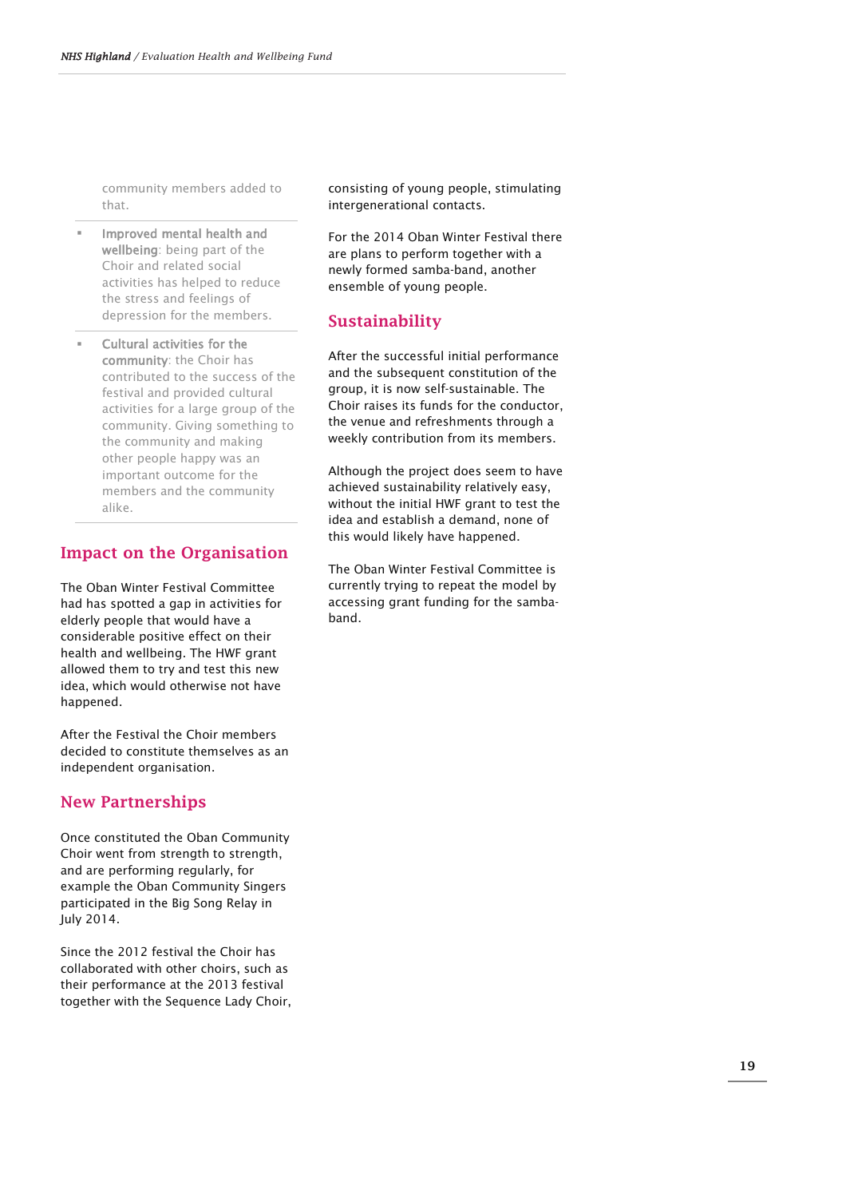community members added to that.

- **Improved mental health and wellbeing**: being part of the Choir and related social activities has helped to reduce the stress and feelings of depression for the members.
- **Cultural activities for the community**: the Choir has contributed to the success of the festival and provided cultural activities for a large group of the community. Giving something to the community and making other people happy was an important outcome for the members and the community alike.

## Impact on the Organisation

The Oban Winter Festival Committee had has spotted a gap in activities for elderly people that would have a considerable positive effect on their health and wellbeing. The HWF grant allowed them to try and test this new idea, which would otherwise not have happened.

After the Festival the Choir members decided to constitute themselves as an independent organisation.

## New Partnerships

Once constituted the Oban Community Choir went from strength to strength, and are performing regularly, for example the Oban Community Singers participated in the Big Song Relay in July 2014.

Since the 2012 festival the Choir has collaborated with other choirs, such as their performance at the 2013 festival together with the Sequence Lady Choir, consisting of young people, stimulating intergenerational contacts.

For the 2014 Oban Winter Festival there are plans to perform together with a newly formed samba-band, another ensemble of young people.

## Sustainability

After the successful initial performance and the subsequent constitution of the group, it is now self-sustainable. The Choir raises its funds for the conductor, the venue and refreshments through a weekly contribution from its members.

Although the project does seem to have achieved sustainability relatively easy, without the initial HWF grant to test the idea and establish a demand, none of this would likely have happened.

The Oban Winter Festival Committee is currently trying to repeat the model by accessing grant funding for the samba-band.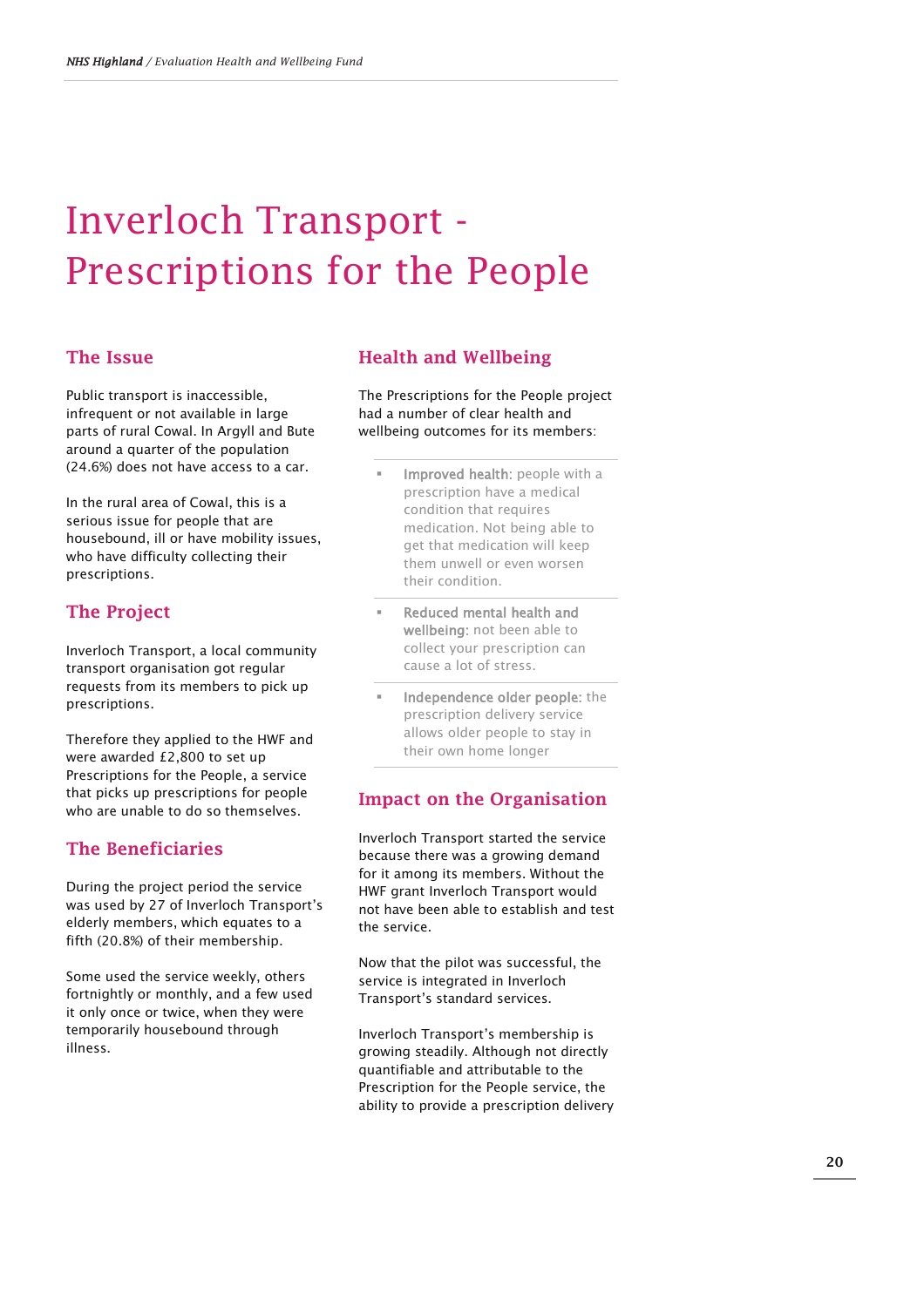# Inverloch Transport - Prescriptions for the People

## The Issue

Public transport is inaccessible, infrequent or not available in large parts of rural Cowal. In Argyll and Bute around a quarter of the population (24.6%) does not have access to a car.

In the rural area of Cowal, this is a serious issue for people that are housebound, ill or have mobility issues, who have difficulty collecting their prescriptions.

## The Project

Inverloch Transport, a local community transport organisation got regular requests from its members to pick up prescriptions.

Therefore they applied to the HWF and were awarded £2,800 to set up Prescriptions for the People, a service that picks up prescriptions for people who are unable to do so themselves.

## The Beneficiaries

During the project period the service was used by 27 of Inverloch Transport's elderly members, which equates to a fifth (20.8%) of their membership.

Some used the service weekly, others fortnightly or monthly, and a few used it only once or twice, when they were temporarily housebound through illness.

## Health and Wellbeing

The Prescriptions for the People project had a number of clear health and wellbeing outcomes for its members:

- **Improved health:** people with a prescription have a medical condition that requires medication. Not being able to get that medication will keep them unwell or even worsen their condition.
- **Reduced mental health and wellbeing:** not been able to collect your prescription can cause a lot of stress.
- **Independence older people:** the prescription delivery service allows older people to stay in their own home longer

## Impact on the Organisation

Inverloch Transport started the service because there was a growing demand for it among its members. Without the HWF grant Inverloch Transport would not have been able to establish and test the service.

Now that the pilot was successful, the service is integrated in Inverloch Transport's standard services.

Inverloch Transport's membership is growing steadily. Although not directly quantifiable and attributable to the Prescription for the People service, the ability to provide a prescription delivery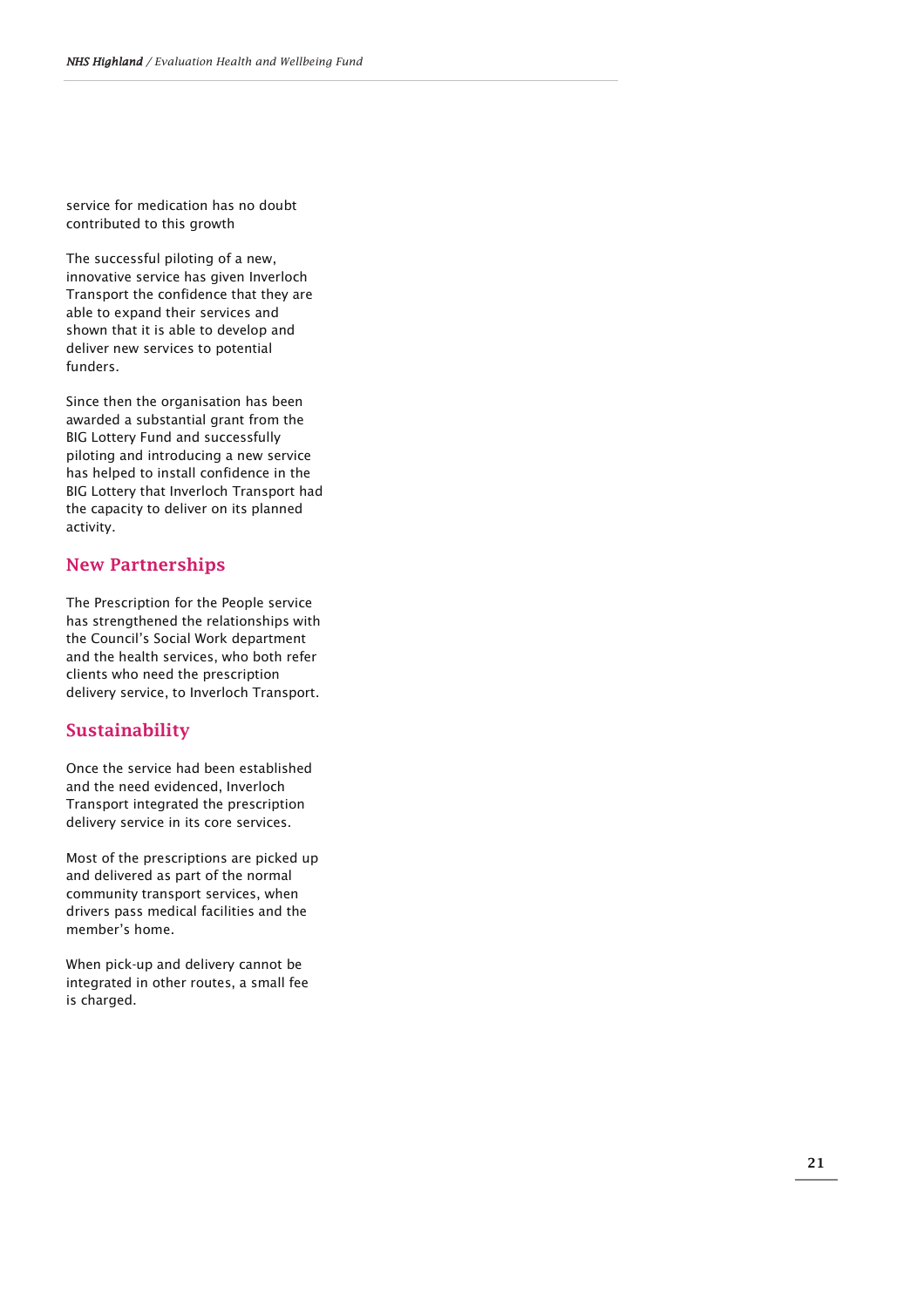service for medication has no doubt contributed to this growth

The successful piloting of a new, innovative service has given Inverloch Transport the confidence that they are able to expand their services and shown that it is able to develop and deliver new services to potential funders.

Since then the organisation has been awarded a substantial grant from the BIG Lottery Fund and successfully piloting and introducing a new service has helped to install confidence in the BIG Lottery that Inverloch Transport had the capacity to deliver on its planned activity.

## New Partnerships

The Prescription for the People service has strengthened the relationships with the Council's Social Work department and the health services, who both refer clients who need the prescription delivery service, to Inverloch Transport.

## Sustainability

Once the service had been established and the need evidenced, Inverloch Transport integrated the prescription delivery service in its core services.

Most of the prescriptions are picked up and delivered as part of the normal community transport services, when drivers pass medical facilities and the member's home.

When pick-up and delivery cannot be integrated in other routes, a small fee is charged.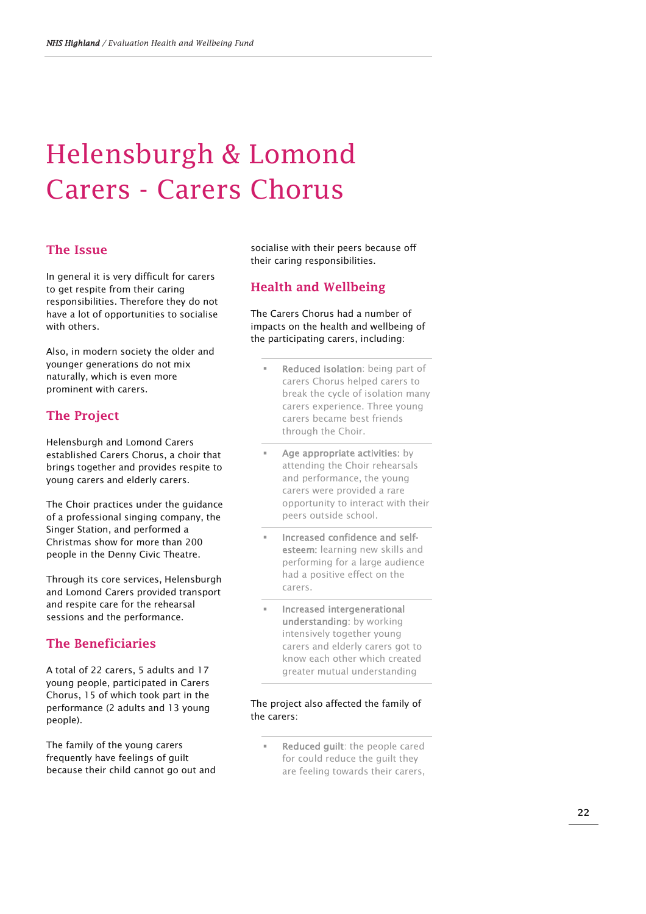# Helensburgh & Lomond Carers - Carers Chorus

## The Issue

In general it is very difficult for carers to get respite from their caring responsibilities. Therefore they do not have a lot of opportunities to socialise with others.

Also, in modern society the older and younger generations do not mix naturally, which is even more prominent with carers.

## The Project

Helensburgh and Lomond Carers established Carers Chorus, a choir that brings together and provides respite to young carers and elderly carers.

The Choir practices under the guidance of a professional singing company, the Singer Station, and performed a Christmas show for more than 200 people in the Denny Civic Theatre.

Through its core services, Helensburgh and Lomond Carers provided transport and respite care for the rehearsal sessions and the performance.

## The Beneficiaries

A total of 22 carers, 5 adults and 17 young people, participated in Carers Chorus, 15 of which took part in the performance (2 adults and 13 young people).

The family of the young carers frequently have feelings of guilt because their child cannot go out and socialise with their peers because off their caring responsibilities.

## Health and Wellbeing

The Carers Chorus had a number of impacts on the health and wellbeing of the participating carers, including:

- **Reduced isolation**: being part of carers Chorus helped carers to break the cycle of isolation many carers experience. Three young carers became best friends through the Choir.
- **Age appropriate activities**: by attending the Choir rehearsals and performance, the young carers were provided a rare opportunity to interact with their peers outside school.
- **Increased confidence and self-esteem**: learning new skills and performing for a large audience had a positive effect on the carers.
- **Increased intergenerational understanding**: by working intensively together young carers and elderly carers got to know each other which created greater mutual understanding

The project also affected the family of the carers:

- **Reduced guilt**: the people cared for could reduce the guilt they are feeling towards their carers,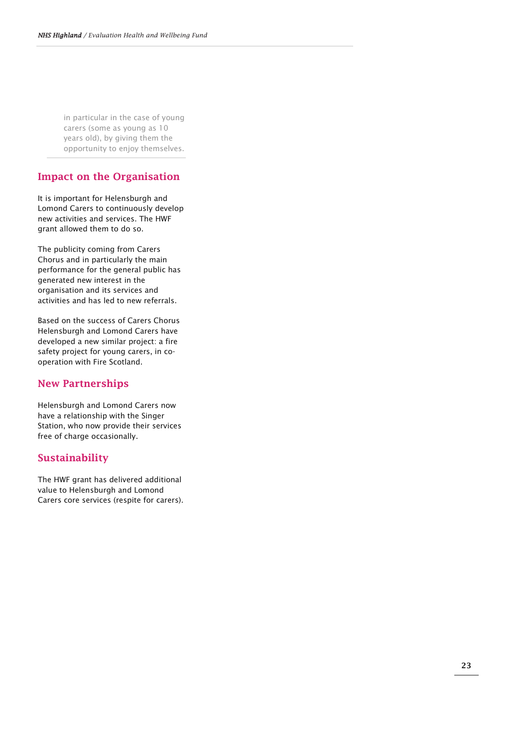in particular in the case of young carers (some as young as 10 years old), by giving them the opportunity to enjoy themselves.

## Impact on the Organisation

It is important for Helensburgh and Lomond Carers to continuously develop new activities and services. The HWF grant allowed them to do so.

The publicity coming from Carers Chorus and in particularly the main performance for the general public has generated new interest in the organisation and its services and activities and has led to new referrals.

Based on the success of Carers Chorus Helensburgh and Lomond Carers have developed a new similar project: a fire safety project for young carers, in co-operation with Fire Scotland.

## New Partnerships

Helensburgh and Lomond Carers now have a relationship with the Singer Station, who now provide their services free of charge occasionally.

## Sustainability

The HWF grant has delivered additional value to Helensburgh and Lomond Carers core services (respite for carers).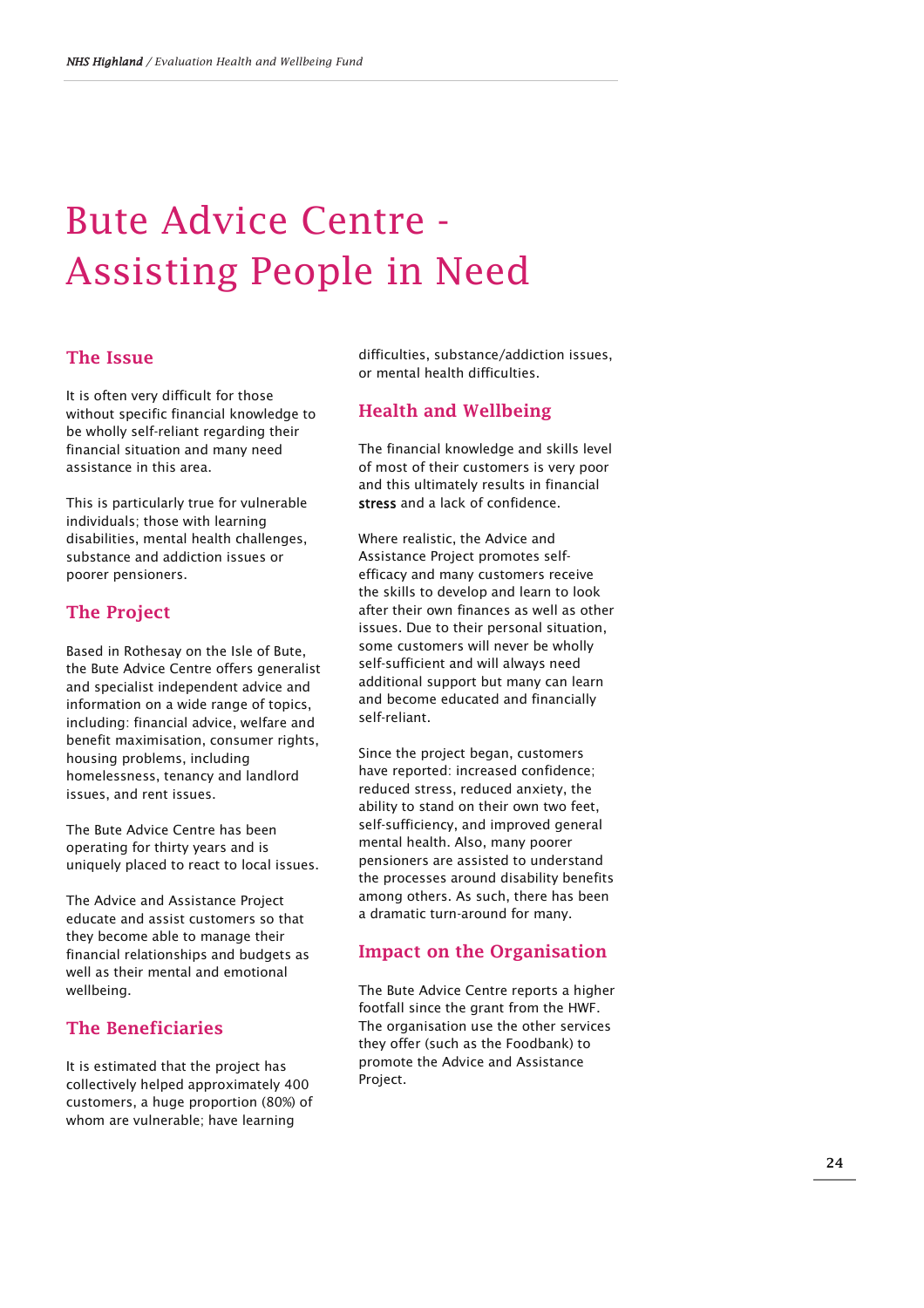# Bute Advice Centre - Assisting People in Need

## The Issue

It is often very difficult for those without specific financial knowledge to be wholly self-reliant regarding their financial situation and many need assistance in this area.

This is particularly true for vulnerable individuals; those with learning disabilities, mental health challenges, substance and addiction issues or poorer pensioners.

## The Project

Based in Rothesay on the Isle of Bute, the Bute Advice Centre offers generalist and specialist independent advice and information on a wide range of topics, including: financial advice, welfare and benefit maximisation, consumer rights, housing problems, including homelessness, tenancy and landlord issues, and rent issues.

The Bute Advice Centre has been operating for thirty years and is uniquely placed to react to local issues.

The Advice and Assistance Project educate and assist customers so that they become able to manage their financial relationships and budgets as well as their mental and emotional wellbeing.

## The Beneficiaries

It is estimated that the project has collectively helped approximately 400 customers, a huge proportion (80%) of whom are vulnerable; have learning difficulties, substance/addiction issues, or mental health difficulties.

## Health and Wellbeing

The financial knowledge and skills level of most of their customers is very poor and this ultimately results in financial **stress** and a lack of confidence.

Where realistic, the Advice and Assistance Project promotes self-efficacy and many customers receive the skills to develop and learn to look after their own finances as well as other issues. Due to their personal situation, some customers will never be wholly self-sufficient and will always need additional support but many can learn and become educated and financially self-reliant.

Since the project began, customers have reported: increased confidence; reduced stress, reduced anxiety, the ability to stand on their own two feet, self-sufficiency, and improved general mental health. Also, many poorer pensioners are assisted to understand the processes around disability benefits among others. As such, there has been a dramatic turn-around for many.

## Impact on the Organisation

The Bute Advice Centre reports a higher footfall since the grant from the HWF. The organisation use the other services they offer (such as the Foodbank) to promote the Advice and Assistance Project.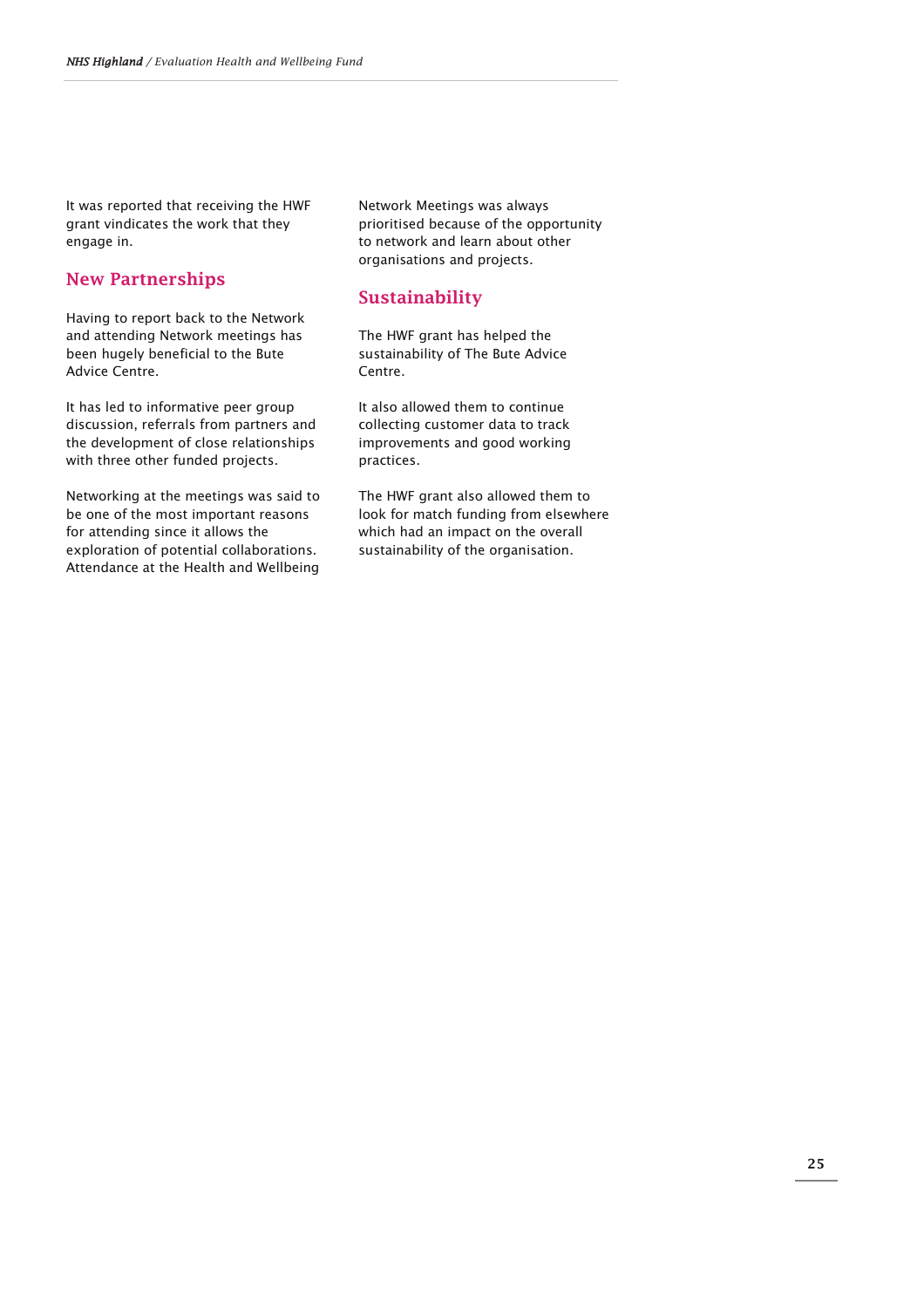It was reported that receiving the HWF grant vindicates the work that they engage in.

## New Partnerships

Having to report back to the Network and attending Network meetings has been hugely beneficial to the Bute Advice Centre.

It has led to informative peer group discussion, referrals from partners and the development of close relationships with three other funded projects.

Networking at the meetings was said to be one of the most important reasons for attending since it allows the exploration of potential collaborations. Attendance at the Health and Wellbeing Network Meetings was always prioritised because of the opportunity to network and learn about other organisations and projects.

## Sustainability

The HWF grant has helped the sustainability of The Bute Advice Centre.

It also allowed them to continue collecting customer data to track improvements and good working practices.

The HWF grant also allowed them to look for match funding from elsewhere which had an impact on the overall sustainability of the organisation.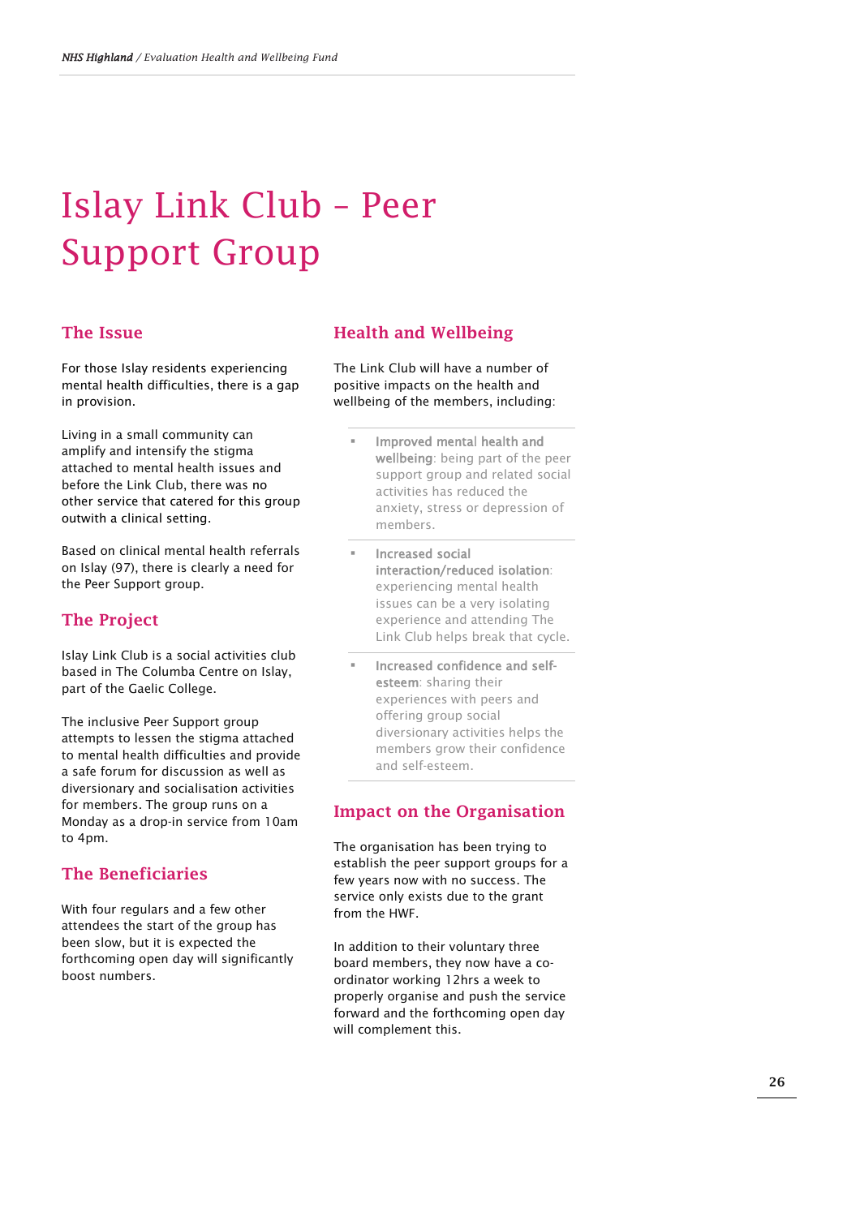# Islay Link Club – Peer Support Group

## The Issue

For those Islay residents experiencing mental health difficulties, there is a gap in provision.

Living in a small community can amplify and intensify the stigma attached to mental health issues and before the Link Club, there was no other service that catered for this group outwith a clinical setting.

Based on clinical mental health referrals on Islay (97), there is clearly a need for the Peer Support group.

## The Project

Islay Link Club is a social activities club based in The Columba Centre on Islay, part of the Gaelic College.

The inclusive Peer Support group attempts to lessen the stigma attached to mental health difficulties and provide a safe forum for discussion as well as diversionary and socialisation activities for members. The group runs on a Monday as a drop-in service from 10am to 4pm.

## The Beneficiaries

With four regulars and a few other attendees the start of the group has been slow, but it is expected the forthcoming open day will significantly boost numbers.

## Health and Wellbeing

The Link Club will have a number of positive impacts on the health and wellbeing of the members, including:

- **Improved mental health and wellbeing**: being part of the peer support group and related social activities has reduced the anxiety, stress or depression of members.
- **Increased social interaction/reduced isolation**: experiencing mental health issues can be a very isolating experience and attending The Link Club helps break that cycle.
- **Increased confidence and self-esteem**: sharing their experiences with peers and offering group social diversionary activities helps the members grow their confidence and self-esteem.

## Impact on the Organisation

The organisation has been trying to establish the peer support groups for a few years now with no success. The service only exists due to the grant from the HWF.

In addition to their voluntary three board members, they now have a co-ordinator working 12hrs a week to properly organise and push the service forward and the forthcoming open day will complement this.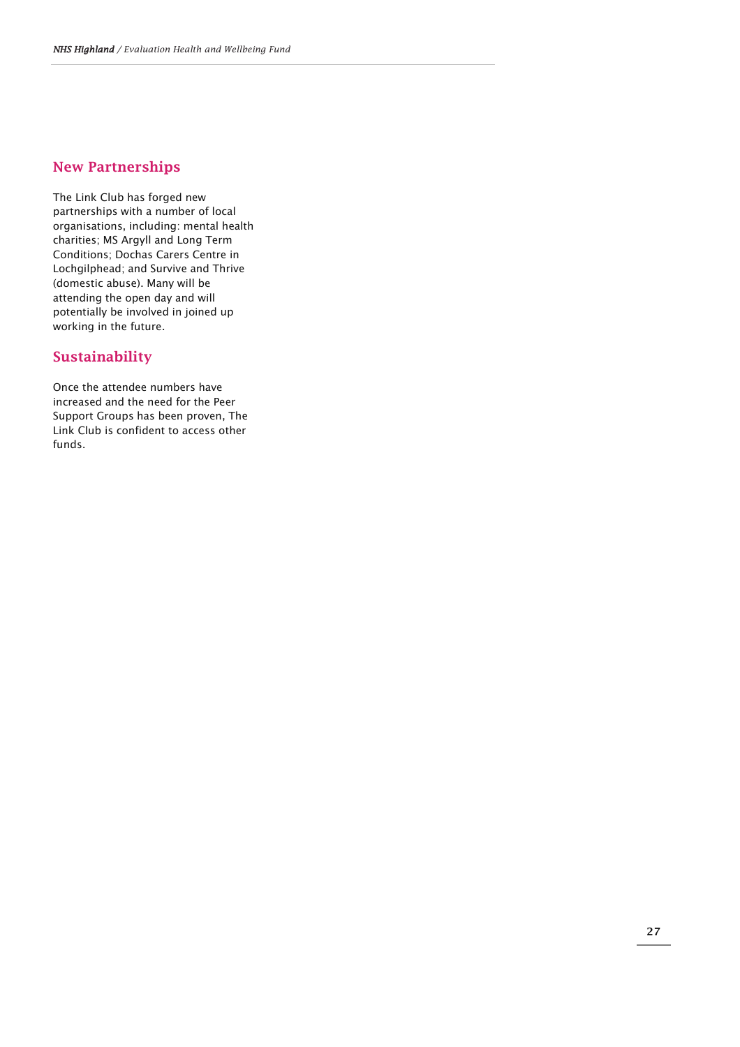## New Partnerships

The Link Club has forged new partnerships with a number of local organisations, including: mental health charities; MS Argyll and Long Term Conditions; Dochas Carers Centre in Lochgilphead; and Survive and Thrive (domestic abuse). Many will be attending the open day and will potentially be involved in joined up working in the future.

## Sustainability

Once the attendee numbers have increased and the need for the Peer Support Groups has been proven, The Link Club is confident to access other funds.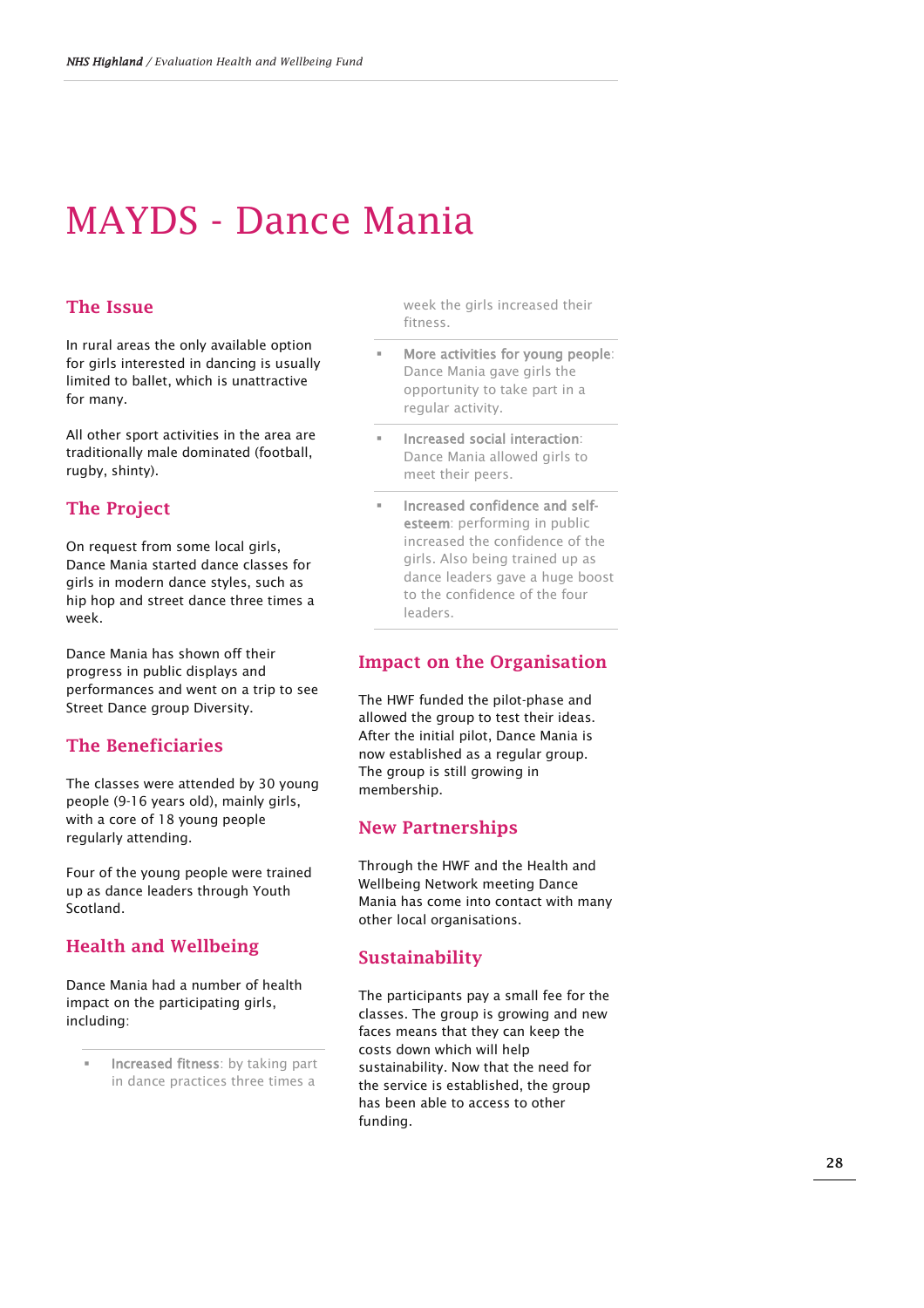# MAYDS - Dance Mania

## The Issue

In rural areas the only available option for girls interested in dancing is usually limited to ballet, which is unattractive for many.

All other sport activities in the area are traditionally male dominated (football, rugby, shinty).

## The Project

On request from some local girls, Dance Mania started dance classes for girls in modern dance styles, such as hip hop and street dance three times a week.

Dance Mania has shown off their progress in public displays and performances and went on a trip to see Street Dance group Diversity.

## The Beneficiaries

The classes were attended by 30 young people (9-16 years old), mainly girls, with a core of 18 young people regularly attending.

Four of the young people were trained up as dance leaders through Youth Scotland.

## Health and Wellbeing

Dance Mania had a number of health impact on the participating girls, including:

- **Increased fitness**: by taking part in dance practices three times a week the girls increased their fitness.
- **More activities for young people**: Dance Mania gave girls the opportunity to take part in a regular activity.
- **Increased social interaction**: Dance Mania allowed girls to meet their peers.
- **Increased confidence and self-esteem**: performing in public increased the confidence of the girls. Also being trained up as dance leaders gave a huge boost to the confidence of the four leaders.

## Impact on the Organisation

The HWF funded the pilot-phase and allowed the group to test their ideas. After the initial pilot, Dance Mania is now established as a regular group. The group is still growing in membership.

## New Partnerships

Through the HWF and the Health and Wellbeing Network meeting Dance Mania has come into contact with many other local organisations.

## Sustainability

The participants pay a small fee for the classes. The group is growing and new faces means that they can keep the costs down which will help sustainability. Now that the need for the service is established, the group has been able to access to other funding.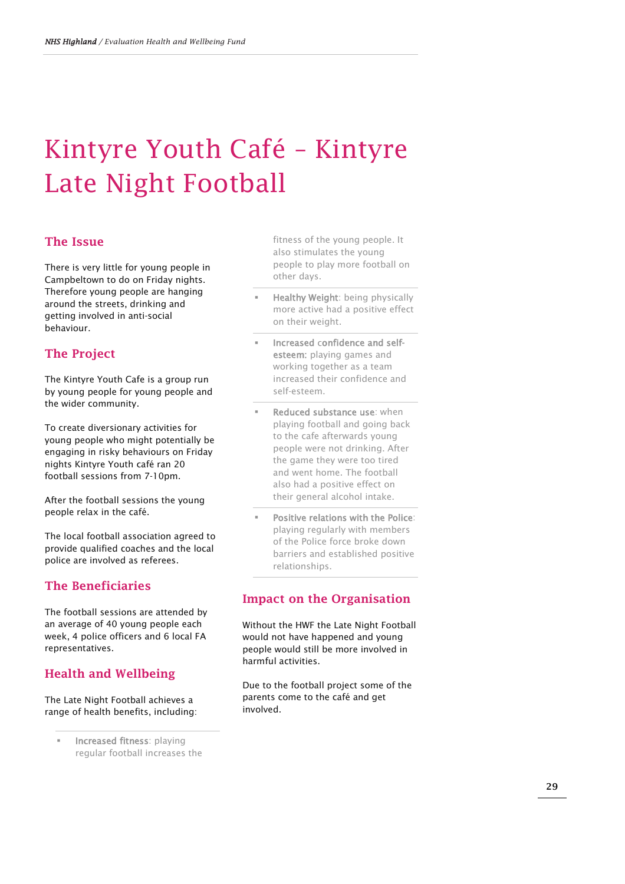# Kintyre Youth Café – Kintyre Late Night Football

## The Issue

There is very little for young people in Campbeltown to do on Friday nights. Therefore young people are hanging around the streets, drinking and getting involved in anti-social behaviour.

## The Project

The Kintyre Youth Cafe is a group run by young people for young people and the wider community.

To create diversionary activities for young people who might potentially be engaging in risky behaviours on Friday nights Kintyre Youth café ran 20 football sessions from 7-10pm.

After the football sessions the young people relax in the café.

The local football association agreed to provide qualified coaches and the local police are involved as referees.

## The Beneficiaries

The football sessions are attended by an average of 40 young people each week, 4 police officers and 6 local FA representatives.

## Health and Wellbeing

The Late Night Football achieves a range of health benefits, including:

- **Increased fitness**: playing regular football increases the fitness of the young people. It also stimulates the young people to play more football on other days.
- **Healthy Weight**: being physically more active had a positive effect on their weight.
- **Increased confidence and self-esteem:** playing games and working together as a team increased their confidence and self-esteem.
- **Reduced substance use**: when playing football and going back to the cafe afterwards young people were not drinking. After the game they were too tired and went home. The football also had a positive effect on their general alcohol intake.
- **Positive relations with the Police**: playing regularly with members of the Police force broke down barriers and established positive relationships.

## Impact on the Organisation

Without the HWF the Late Night Football would not have happened and young people would still be more involved in harmful activities.

Due to the football project some of the parents come to the café and get involved.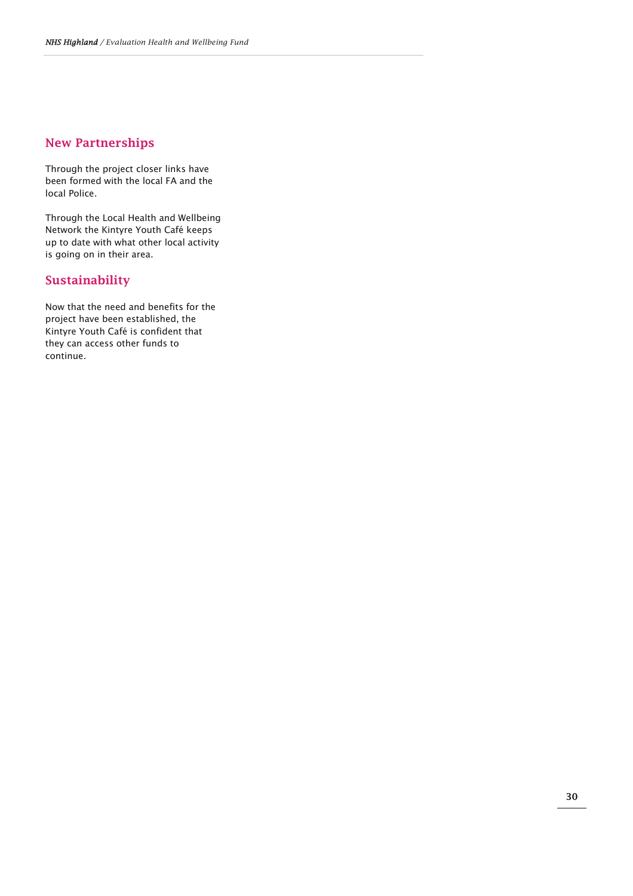## New Partnerships

Through the project closer links have been formed with the local FA and the local Police.

Through the Local Health and Wellbeing Network the Kintyre Youth Café keeps up to date with what other local activity is going on in their area.

## Sustainability

Now that the need and benefits for the project have been established, the Kintyre Youth Café is confident that they can access other funds to continue.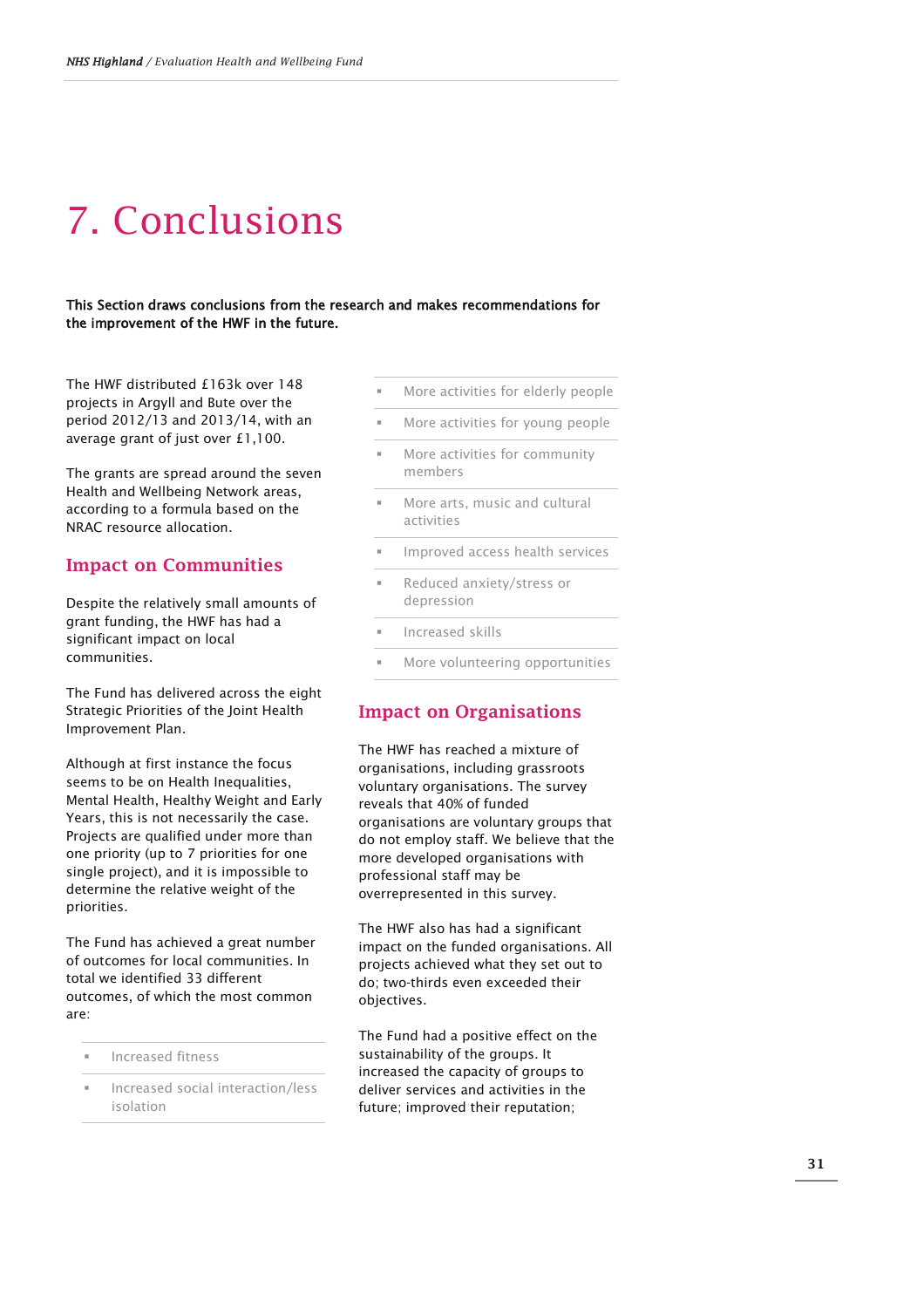# 7. Conclusions

**This Section draws conclusions from the research and makes recommendations for the improvement of the HWF in the future.**

The HWF distributed £163k over 148 projects in Argyll and Bute over the period 2012/13 and 2013/14, with an average grant of just over £1,100.

The grants are spread around the seven Health and Wellbeing Network areas, according to a formula based on the NRAC resource allocation.

## Impact on Communities

Despite the relatively small amounts of grant funding, the HWF has had a significant impact on local communities.

The Fund has delivered across the eight Strategic Priorities of the Joint Health Improvement Plan.

Although at first instance the focus seems to be on Health Inequalities, Mental Health, Healthy Weight and Early Years, this is not necessarily the case. Projects are qualified under more than one priority (up to 7 priorities for one single project), and it is impossible to determine the relative weight of the priorities.

The Fund has achieved a great number of outcomes for local communities. In total we identified 33 different outcomes, of which the most common are:

- Increased fitness
- Increased social interaction/less isolation
- More activities for elderly people
- More activities for young people
- More activities for community members
- More arts, music and cultural activities
- Improved access health services
- Reduced anxiety/stress or depression
- Increased skills
- More volunteering opportunities

## Impact on Organisations

The HWF has reached a mixture of organisations, including grassroots voluntary organisations. The survey reveals that 40% of funded organisations are voluntary groups that do not employ staff. We believe that the more developed organisations with professional staff may be overrepresented in this survey.

The HWF also has had a significant impact on the funded organisations. All projects achieved what they set out to do; two-thirds even exceeded their objectives.

The Fund had a positive effect on the sustainability of the groups. It increased the capacity of groups to deliver services and activities in the future; improved their reputation;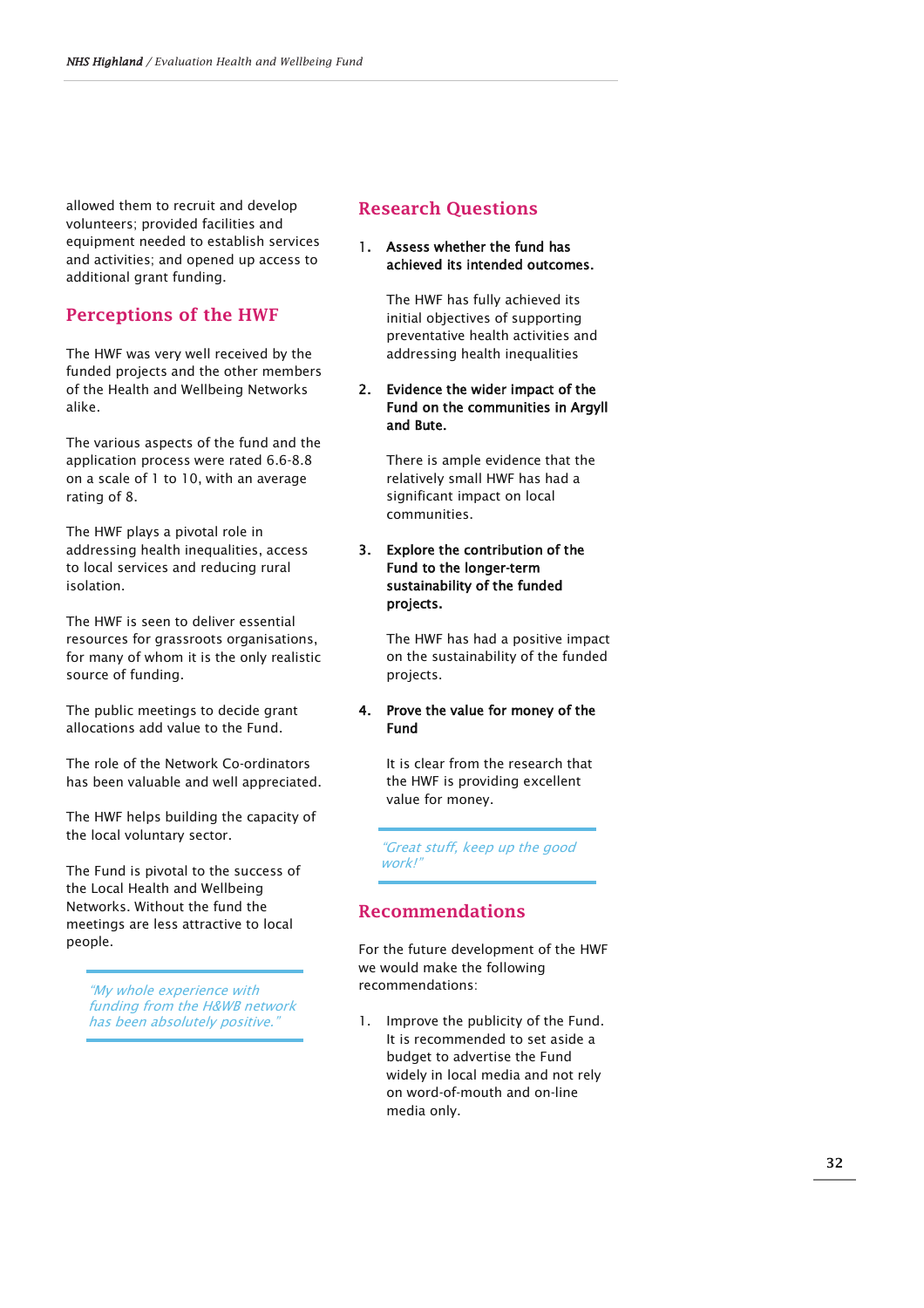allowed them to recruit and develop volunteers; provided facilities and equipment needed to establish services and activities; and opened up access to additional grant funding.

## Perceptions of the HWF

The HWF was very well received by the funded projects and the other members of the Health and Wellbeing Networks alike.

The various aspects of the fund and the application process were rated 6.6-8.8 on a scale of 1 to 10, with an average rating of 8.

The HWF plays a pivotal role in addressing health inequalities, access to local services and reducing rural isolation.

The HWF is seen to deliver essential resources for grassroots organisations, for many of whom it is the only realistic source of funding.

The public meetings to decide grant allocations add value to the Fund.

The role of the Network Co-ordinators has been valuable and well appreciated.

The HWF helps building the capacity of the local voluntary sector.

The Fund is pivotal to the success of the Local Health and Wellbeing Networks. Without the fund the meetings are less attractive to local people.

> *"My whole experience with funding from the H&WB network has been absolutely positive."*

## Research Questions

1. **Assess whether the fund has achieved its intended outcomes.**

   The HWF has fully achieved its initial objectives of supporting preventative health activities and addressing health inequalities

2. **Evidence the wider impact of the Fund on the communities in Argyll and Bute.**

   There is ample evidence that the relatively small HWF has had a significant impact on local communities.

3. **Explore the contribution of the Fund to the longer-term sustainability of the funded projects.**

   The HWF has had a positive impact on the sustainability of the funded projects.

4. **Prove the value for money of the Fund**

   It is clear from the research that the HWF is providing excellent value for money.

> *"Great stuff, keep up the good work!"*

## Recommendations

For the future development of the HWF we would make the following recommendations:

1. Improve the publicity of the Fund. It is recommended to set aside a budget to advertise the Fund widely in local media and not rely on word-of-mouth and on-line media only.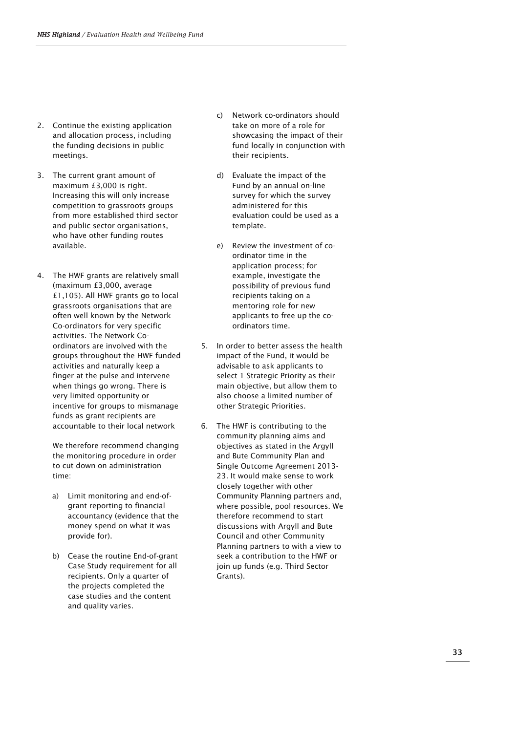2. Continue the existing application and allocation process, including the funding decisions in public meetings.

3. The current grant amount of maximum £3,000 is right. Increasing this will only increase competition to grassroots groups from more established third sector and public sector organisations, who have other funding routes available.

4. The HWF grants are relatively small (maximum £3,000, average £1,105). All HWF grants go to local grassroots organisations that are often well known by the Network Co-ordinators for very specific activities. The Network Co-ordinators are involved with the groups throughout the HWF funded activities and naturally keep a finger at the pulse and intervene when things go wrong. There is very limited opportunity or incentive for groups to mismanage funds as grant recipients are accountable to their local network

   We therefore recommend changing the monitoring procedure in order to cut down on administration time:

   a) Limit monitoring and end-of-grant reporting to financial accountancy (evidence that the money spend on what it was provide for).

   b) Cease the routine End-of-grant Case Study requirement for all recipients. Only a quarter of the projects completed the case studies and the content and quality varies.

   c) Network co-ordinators should take on more of a role for showcasing the impact of their fund locally in conjunction with their recipients.

   d) Evaluate the impact of the Fund by an annual on-line survey for which the survey administered for this evaluation could be used as a template.

   e) Review the investment of co-ordinator time in the application process; for example, investigate the possibility of previous fund recipients taking on a mentoring role for new applicants to free up the co-ordinators time.

5. In order to better assess the health impact of the Fund, it would be advisable to ask applicants to select 1 Strategic Priority as their main objective, but allow them to also choose a limited number of other Strategic Priorities.

6. The HWF is contributing to the community planning aims and objectives as stated in the Argyll and Bute Community Plan and Single Outcome Agreement 2013-23. It would make sense to work closely together with other Community Planning partners and, where possible, pool resources. We therefore recommend to start discussions with Argyll and Bute Council and other Community Planning partners to with a view to seek a contribution to the HWF or join up funds (e.g. Third Sector Grants).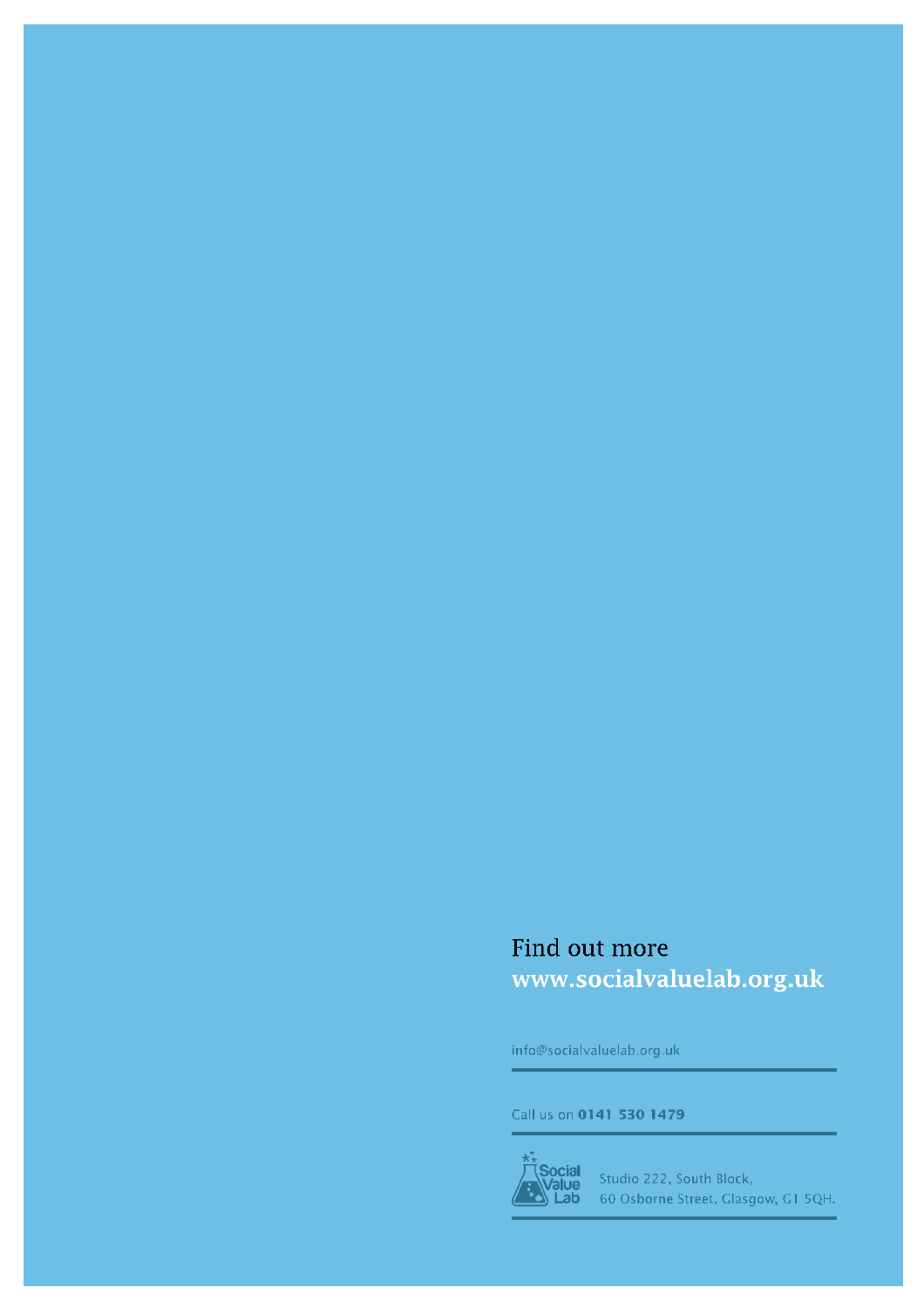Find out more
**www.socialvaluelab.org.uk**

info@socialvaluelab.org.uk

Call us on **0141 530 1479**

Social Value Lab

Studio 222, South Block,
60 Osborne Street, Glasgow, G1 5QH.